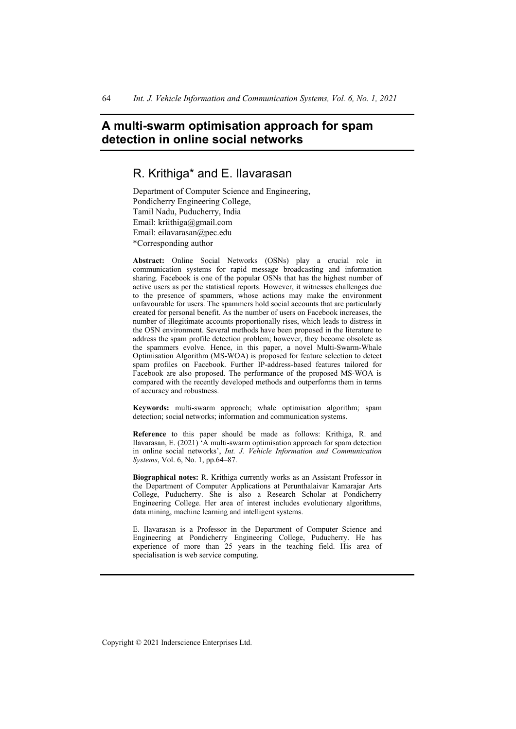# A multi-swarm optimisation approach for spam detection in online social networks

## R. Krithiga* and E. Ilavarasan

Department of Computer Science and Engineering,
Pondicherry Engineering College,
Tamil Nadu, Puducherry, India
Email: kriithiga@gmail.com
Email: eilavarasan@pec.edu
*Corresponding author

**Abstract:** Online Social Networks (OSNs) play a crucial role in communication systems for rapid message broadcasting and information sharing. Facebook is one of the popular OSNs that has the highest number of active users as per the statistical reports. However, it witnesses challenges due to the presence of spammers, whose actions may make the environment unfavourable for users. The spammers hold social accounts that are particularly created for personal benefit. As the number of users on Facebook increases, the number of illegitimate accounts proportionally rises, which leads to distress in the OSN environment. Several methods have been proposed in the literature to address the spam profile detection problem; however, they become obsolete as the spammers evolve. Hence, in this paper, a novel Multi-Swarm-Whale Optimisation Algorithm (MS-WOA) is proposed for feature selection to detect spam profiles on Facebook. Further IP-address-based features tailored for Facebook are also proposed. The performance of the proposed MS-WOA is compared with the recently developed methods and outperforms them in terms of accuracy and robustness.

**Keywords:** multi-swarm approach; whale optimisation algorithm; spam detection; social networks; information and communication systems.

**Reference** to this paper should be made as follows: Krithiga, R. and Ilavarasan, E. (2021) 'A multi-swarm optimisation approach for spam detection in online social networks', *Int. J. Vehicle Information and Communication Systems*, Vol. 6, No. 1, pp.64–87.

**Biographical notes:** R. Krithiga currently works as an Assistant Professor in the Department of Computer Applications at Perunthalaivar Kamarajar Arts College, Puducherry. She is also a Research Scholar at Pondicherry Engineering College. Her area of interest includes evolutionary algorithms, data mining, machine learning and intelligent systems.

E. Ilavarasan is a Professor in the Department of Computer Science and Engineering at Pondicherry Engineering College, Puducherry. He has experience of more than 25 years in the teaching field. His area of specialisation is web service computing.

Copyright © 2021 Inderscience Enterprises Ltd.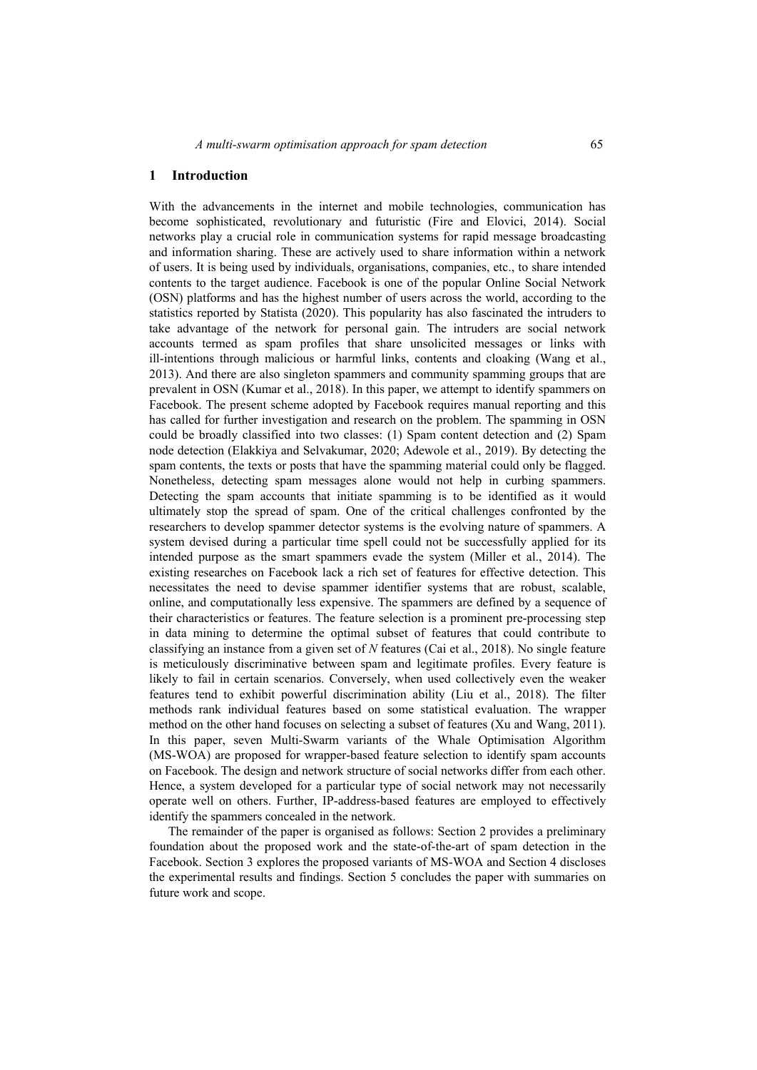## 1 Introduction

With the advancements in the internet and mobile technologies, communication has become sophisticated, revolutionary and futuristic (Fire and Elovici, 2014). Social networks play a crucial role in communication systems for rapid message broadcasting and information sharing. These are actively used to share information within a network of users. It is being used by individuals, organisations, companies, etc., to share intended contents to the target audience. Facebook is one of the popular Online Social Network (OSN) platforms and has the highest number of users across the world, according to the statistics reported by Statista (2020). This popularity has also fascinated the intruders to take advantage of the network for personal gain. The intruders are social network accounts termed as spam profiles that share unsolicited messages or links with ill-intentions through malicious or harmful links, contents and cloaking (Wang et al., 2013). And there are also singleton spammers and community spamming groups that are prevalent in OSN (Kumar et al., 2018). In this paper, we attempt to identify spammers on Facebook. The present scheme adopted by Facebook requires manual reporting and this has called for further investigation and research on the problem. The spamming in OSN could be broadly classified into two classes: (1) Spam content detection and (2) Spam node detection (Elakkiya and Selvakumar, 2020; Adewole et al., 2019). By detecting the spam contents, the texts or posts that have the spamming material could only be flagged. Nonetheless, detecting spam messages alone would not help in curbing spammers. Detecting the spam accounts that initiate spamming is to be identified as it would ultimately stop the spread of spam. One of the critical challenges confronted by the researchers to develop spammer detector systems is the evolving nature of spammers. A system devised during a particular time spell could not be successfully applied for its intended purpose as the smart spammers evade the system (Miller et al., 2014). The existing researches on Facebook lack a rich set of features for effective detection. This necessitates the need to devise spammer identifier systems that are robust, scalable, online, and computationally less expensive. The spammers are defined by a sequence of their characteristics or features. The feature selection is a prominent pre-processing step in data mining to determine the optimal subset of features that could contribute to classifying an instance from a given set of $N$ features (Cai et al., 2018). No single feature is meticulously discriminative between spam and legitimate profiles. Every feature is likely to fail in certain scenarios. Conversely, when used collectively even the weaker features tend to exhibit powerful discrimination ability (Liu et al., 2018). The filter methods rank individual features based on some statistical evaluation. The wrapper method on the other hand focuses on selecting a subset of features (Xu and Wang, 2011). In this paper, seven Multi-Swarm variants of the Whale Optimisation Algorithm (MS-WOA) are proposed for wrapper-based feature selection to identify spam accounts on Facebook. The design and network structure of social networks differ from each other. Hence, a system developed for a particular type of social network may not necessarily operate well on others. Further, IP-address-based features are employed to effectively identify the spammers concealed in the network.

The remainder of the paper is organised as follows: Section 2 provides a preliminary foundation about the proposed work and the state-of-the-art of spam detection in the Facebook. Section 3 explores the proposed variants of MS-WOA and Section 4 discloses the experimental results and findings. Section 5 concludes the paper with summaries on future work and scope.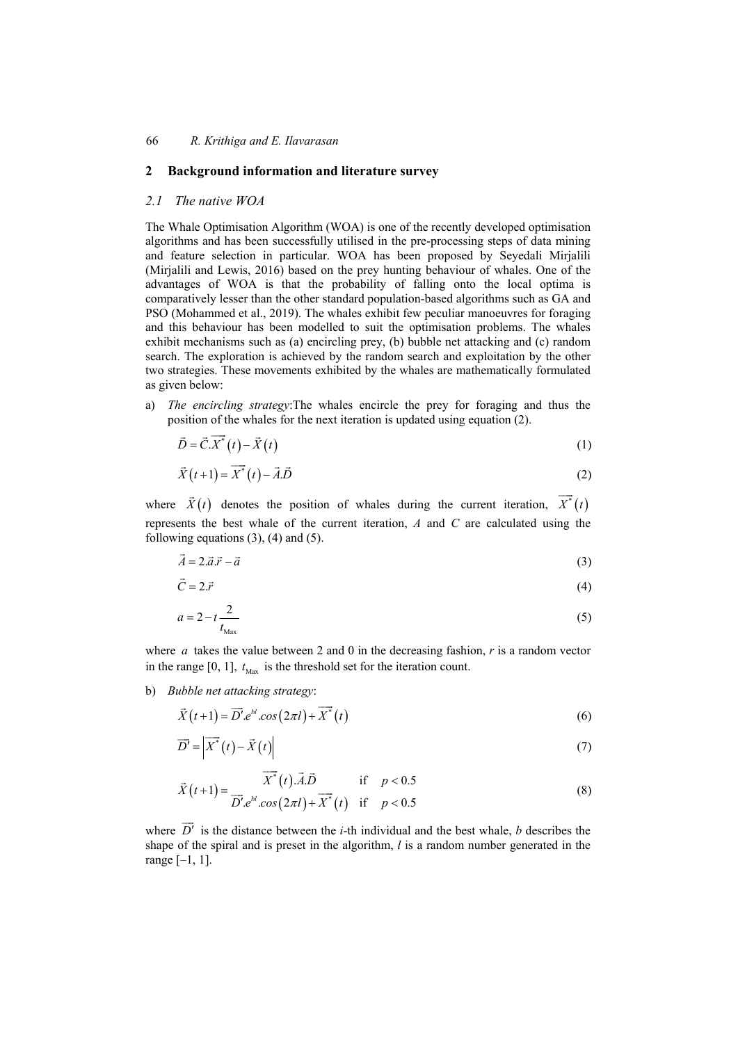## 2 Background information and literature survey

### 2.1 The native WOA

The Whale Optimisation Algorithm (WOA) is one of the recently developed optimisation algorithms and has been successfully utilised in the pre-processing steps of data mining and feature selection in particular. WOA has been proposed by Seyedali Mirjalili (Mirjalili and Lewis, 2016) based on the prey hunting behaviour of whales. One of the advantages of WOA is that the probability of falling onto the local optima is comparatively lesser than the other standard population-based algorithms such as GA and PSO (Mohammed et al., 2019). The whales exhibit few peculiar manoeuvres for foraging and this behaviour has been modelled to suit the optimisation problems. The whales exhibit mechanisms such as (a) encircling prey, (b) bubble net attacking and (c) random search. The exploration is achieved by the random search and exploitation by the other two strategies. These movements exhibited by the whales are mathematically formulated as given below:

a) *The encircling strategy*:The whales encircle the prey for foraging and thus the position of the whales for the next iteration is updated using equation (2).

$$\vec{D} = \vec{C}.\overrightarrow{X^*}(t) - \vec{X}(t) \tag{1}$$

$$\vec{X}(t+1) = \overrightarrow{X^*}(t) - \vec{A}.\vec{D} \tag{2}$$

where $\vec{X}(t)$ denotes the position of whales during the current iteration, $\overrightarrow{X^*}(t)$ represents the best whale of the current iteration, *A* and *C* are calculated using the following equations (3), (4) and (5).

$$\vec{A} = 2.\vec{a}.\vec{r} - \vec{a} \tag{3}$$

$$\vec{C} = 2.\vec{r} \tag{4}$$

$$a = 2 - t\frac{2}{t_{\text{Max}}} \tag{5}$$

where $a$ takes the value between 2 and 0 in the decreasing fashion, *r* is a random vector in the range [0, 1], $t_{\text{Max}}$ is the threshold set for the iteration count.

b) *Bubble net attacking strategy*:

$$\vec{X}(t+1) = \overrightarrow{D'}.e^{bl}.cos(2\pi l) + \overrightarrow{X^*}(t) \tag{6}$$

$$\overrightarrow{D'} = \left|\overrightarrow{X^*}(t) - \vec{X}(t)\right| \tag{7}$$

$$\vec{X}(t+1) = \begin{cases} \overrightarrow{X^*}(t).\vec{A}.\vec{D} & \text{if} \quad p < 0.5 \\ \overrightarrow{D'}.e^{bl}.cos(2\pi l) + \overrightarrow{X^*}(t) & \text{if} \quad p < 0.5 \end{cases} \tag{8}$$

where $\overrightarrow{D'}$ is the distance between the *i*-th individual and the best whale, *b* describes the shape of the spiral and is preset in the algorithm, *l* is a random number generated in the range [–1, 1].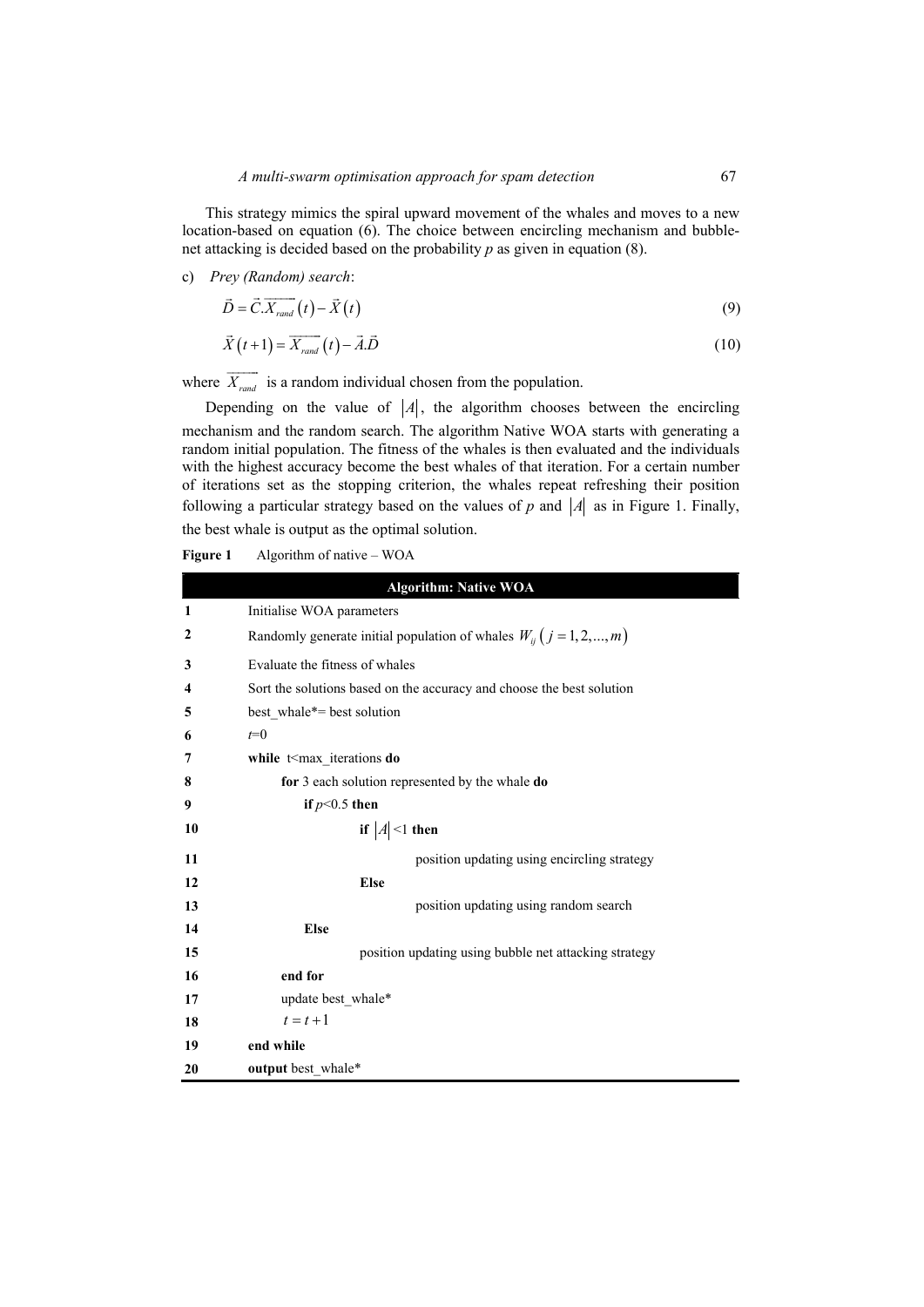This strategy mimics the spiral upward movement of the whales and moves to a new location-based on equation (6). The choice between encircling mechanism and bubble-net attacking is decided based on the probability *p* as given in equation (8).

c) *Prey (Random) search*:

$$\vec{D} = \vec{C}.\overrightarrow{X_{rand}}(t) - \vec{X}(t) \tag{9}$$

$$\vec{X}(t+1) = \overrightarrow{X_{rand}}(t) - \vec{A}.\vec{D} \tag{10}$$

where $\overrightarrow{X_{rand}}$ is a random individual chosen from the population.

Depending on the value of $|A|$, the algorithm chooses between the encircling mechanism and the random search. The algorithm Native WOA starts with generating a random initial population. The fitness of the whales is then evaluated and the individuals with the highest accuracy become the best whales of that iteration. For a certain number of iterations set as the stopping criterion, the whales repeat refreshing their position following a particular strategy based on the values of *p* and $|A|$ as in Figure 1. Finally, the best whale is output as the optimal solution.

**Figure 1** Algorithm of native – WOA

| | **Algorithm: Native WOA** |
|---|---|
| **1** | Initialise WOA parameters |
| **2** | Randomly generate initial population of whales $W_{ij}\ (j = 1, 2, ..., m)$ |
| **3** | Evaluate the fitness of whales |
| **4** | Sort the solutions based on the accuracy and choose the best solution |
| **5** | best_whale*= best solution |
| **6** | $t$=0 |
| **7** | **while** t<max_iterations **do** |
| **8** | &nbsp;&nbsp;&nbsp;&nbsp;**for** 3 each solution represented by the whale **do** |
| **9** | &nbsp;&nbsp;&nbsp;&nbsp;&nbsp;&nbsp;&nbsp;&nbsp;**if** $p$<0.5 **then** |
| **10** | &nbsp;&nbsp;&nbsp;&nbsp;&nbsp;&nbsp;&nbsp;&nbsp;&nbsp;&nbsp;&nbsp;&nbsp;**if** $\|A\|$<1 **then** |
| **11** | &nbsp;&nbsp;&nbsp;&nbsp;&nbsp;&nbsp;&nbsp;&nbsp;&nbsp;&nbsp;&nbsp;&nbsp;&nbsp;&nbsp;&nbsp;&nbsp;position updating using encircling strategy |
| **12** | &nbsp;&nbsp;&nbsp;&nbsp;&nbsp;&nbsp;&nbsp;&nbsp;&nbsp;&nbsp;&nbsp;&nbsp;**Else** |
| **13** | &nbsp;&nbsp;&nbsp;&nbsp;&nbsp;&nbsp;&nbsp;&nbsp;&nbsp;&nbsp;&nbsp;&nbsp;&nbsp;&nbsp;&nbsp;&nbsp;position updating using random search |
| **14** | &nbsp;&nbsp;&nbsp;&nbsp;&nbsp;&nbsp;&nbsp;&nbsp;**Else** |
| **15** | &nbsp;&nbsp;&nbsp;&nbsp;&nbsp;&nbsp;&nbsp;&nbsp;&nbsp;&nbsp;&nbsp;&nbsp;position updating using bubble net attacking strategy |
| **16** | &nbsp;&nbsp;&nbsp;&nbsp;**end for** |
| **17** | &nbsp;&nbsp;&nbsp;&nbsp;update best_whale* |
| **18** | &nbsp;&nbsp;&nbsp;&nbsp;$t = t + 1$ |
| **19** | **end while** |
| **20** | **output** best_whale* |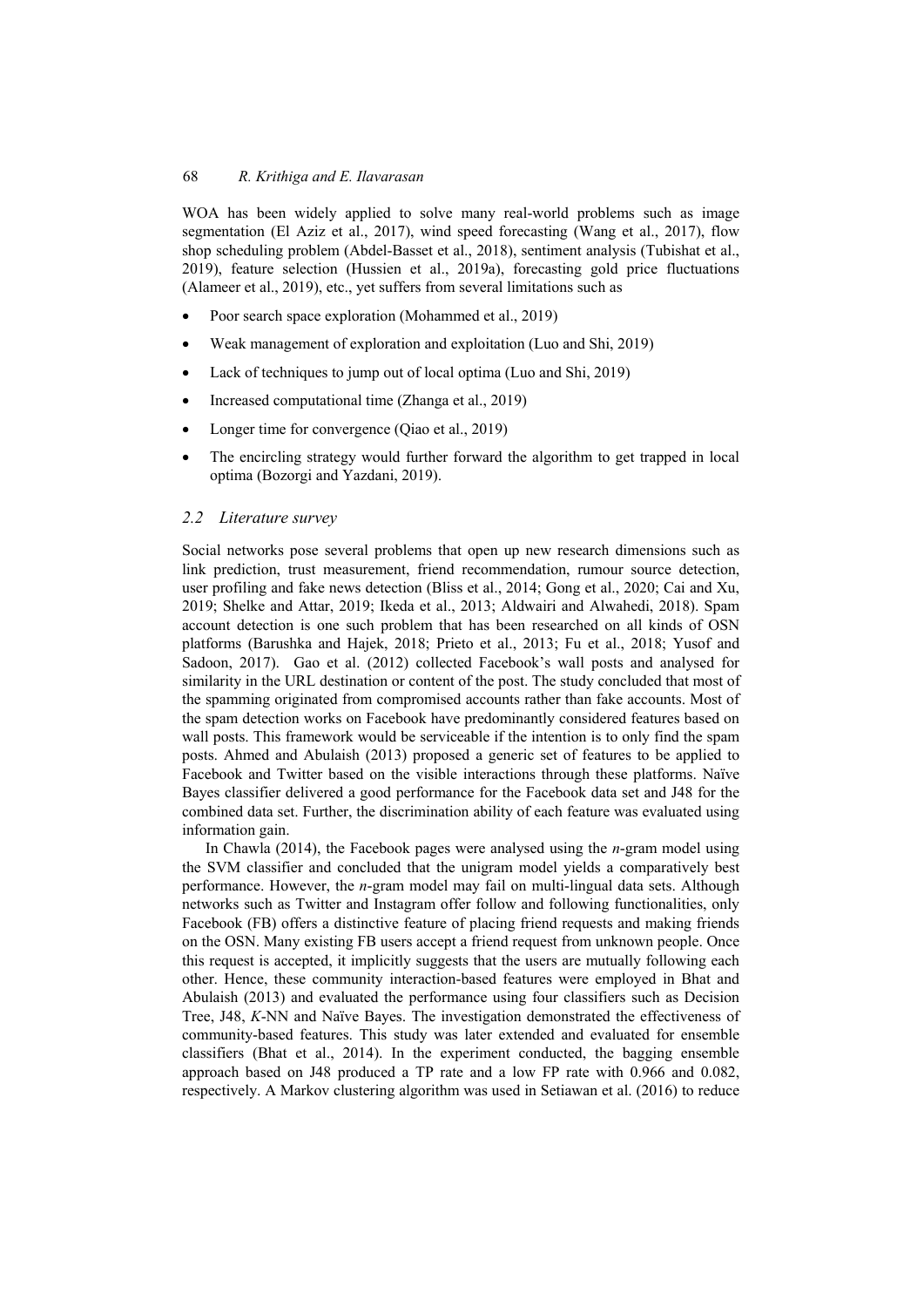WOA has been widely applied to solve many real-world problems such as image segmentation (El Aziz et al., 2017), wind speed forecasting (Wang et al., 2017), flow shop scheduling problem (Abdel-Basset et al., 2018), sentiment analysis (Tubishat et al., 2019), feature selection (Hussien et al., 2019a), forecasting gold price fluctuations (Alameer et al., 2019), etc., yet suffers from several limitations such as

- Poor search space exploration (Mohammed et al., 2019)
- Weak management of exploration and exploitation (Luo and Shi, 2019)
- Lack of techniques to jump out of local optima (Luo and Shi, 2019)
- Increased computational time (Zhanga et al., 2019)
- Longer time for convergence (Qiao et al., 2019)
- The encircling strategy would further forward the algorithm to get trapped in local optima (Bozorgi and Yazdani, 2019).

### *2.2 Literature survey*

Social networks pose several problems that open up new research dimensions such as link prediction, trust measurement, friend recommendation, rumour source detection, user profiling and fake news detection (Bliss et al., 2014; Gong et al., 2020; Cai and Xu, 2019; Shelke and Attar, 2019; Ikeda et al., 2013; Aldwairi and Alwahedi, 2018). Spam account detection is one such problem that has been researched on all kinds of OSN platforms (Barushka and Hajek, 2018; Prieto et al., 2013; Fu et al., 2018; Yusof and Sadoon, 2017). Gao et al. (2012) collected Facebook's wall posts and analysed for similarity in the URL destination or content of the post. The study concluded that most of the spamming originated from compromised accounts rather than fake accounts. Most of the spam detection works on Facebook have predominantly considered features based on wall posts. This framework would be serviceable if the intention is to only find the spam posts. Ahmed and Abulaish (2013) proposed a generic set of features to be applied to Facebook and Twitter based on the visible interactions through these platforms. Naïve Bayes classifier delivered a good performance for the Facebook data set and J48 for the combined data set. Further, the discrimination ability of each feature was evaluated using information gain.

In Chawla (2014), the Facebook pages were analysed using the *n*-gram model using the SVM classifier and concluded that the unigram model yields a comparatively best performance. However, the *n*-gram model may fail on multi-lingual data sets. Although networks such as Twitter and Instagram offer follow and following functionalities, only Facebook (FB) offers a distinctive feature of placing friend requests and making friends on the OSN. Many existing FB users accept a friend request from unknown people. Once this request is accepted, it implicitly suggests that the users are mutually following each other. Hence, these community interaction-based features were employed in Bhat and Abulaish (2013) and evaluated the performance using four classifiers such as Decision Tree, J48, *K*-NN and Naïve Bayes. The investigation demonstrated the effectiveness of community-based features. This study was later extended and evaluated for ensemble classifiers (Bhat et al., 2014). In the experiment conducted, the bagging ensemble approach based on J48 produced a TP rate and a low FP rate with 0.966 and 0.082, respectively. A Markov clustering algorithm was used in Setiawan et al. (2016) to reduce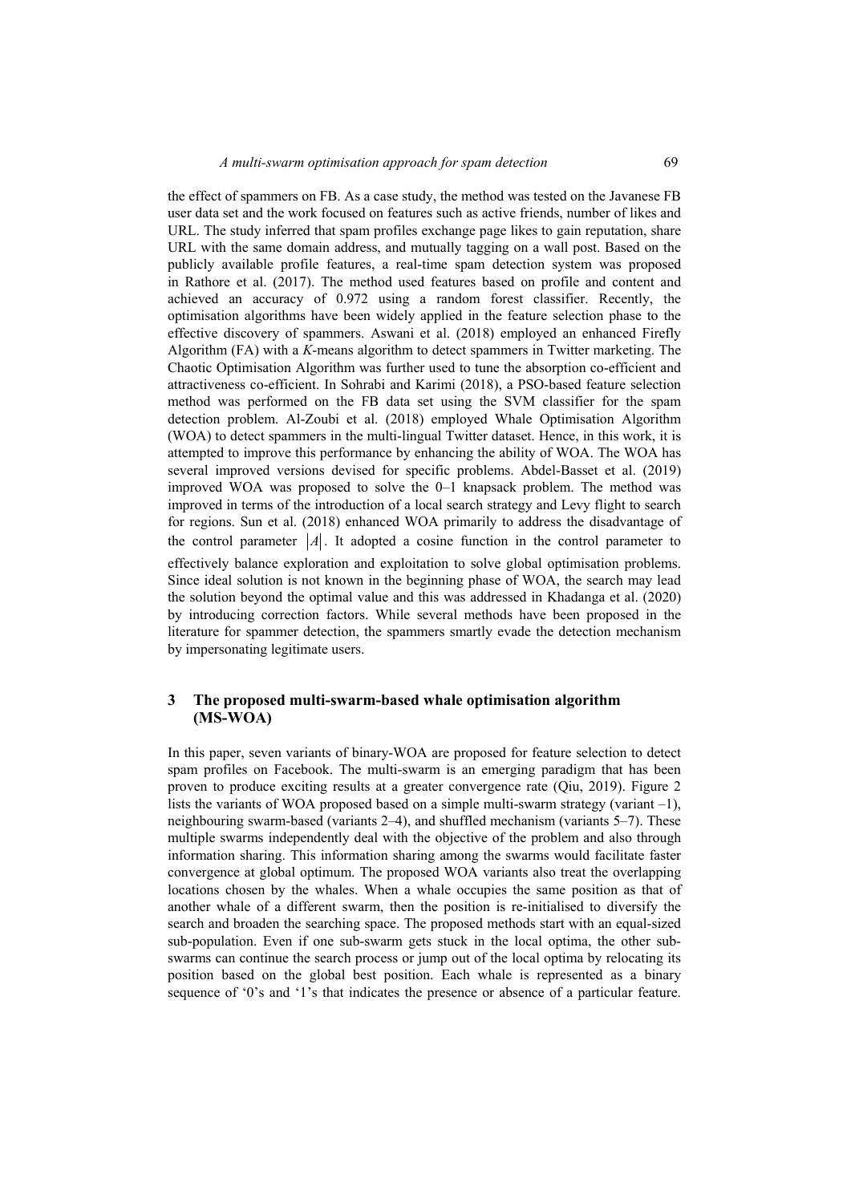the effect of spammers on FB. As a case study, the method was tested on the Javanese FB user data set and the work focused on features such as active friends, number of likes and URL. The study inferred that spam profiles exchange page likes to gain reputation, share URL with the same domain address, and mutually tagging on a wall post. Based on the publicly available profile features, a real-time spam detection system was proposed in Rathore et al. (2017). The method used features based on profile and content and achieved an accuracy of 0.972 using a random forest classifier. Recently, the optimisation algorithms have been widely applied in the feature selection phase to the effective discovery of spammers. Aswani et al. (2018) employed an enhanced Firefly Algorithm (FA) with a *K*-means algorithm to detect spammers in Twitter marketing. The Chaotic Optimisation Algorithm was further used to tune the absorption co-efficient and attractiveness co-efficient. In Sohrabi and Karimi (2018), a PSO-based feature selection method was performed on the FB data set using the SVM classifier for the spam detection problem. Al-Zoubi et al. (2018) employed Whale Optimisation Algorithm (WOA) to detect spammers in the multi-lingual Twitter dataset. Hence, in this work, it is attempted to improve this performance by enhancing the ability of WOA. The WOA has several improved versions devised for specific problems. Abdel-Basset et al. (2019) improved WOA was proposed to solve the 0–1 knapsack problem. The method was improved in terms of the introduction of a local search strategy and Levy flight to search for regions. Sun et al. (2018) enhanced WOA primarily to address the disadvantage of the control parameter $|A|$. It adopted a cosine function in the control parameter to effectively balance exploration and exploitation to solve global optimisation problems. Since ideal solution is not known in the beginning phase of WOA, the search may lead the solution beyond the optimal value and this was addressed in Khadanga et al. (2020) by introducing correction factors. While several methods have been proposed in the literature for spammer detection, the spammers smartly evade the detection mechanism by impersonating legitimate users.

## 3 The proposed multi-swarm-based whale optimisation algorithm (MS-WOA)

In this paper, seven variants of binary-WOA are proposed for feature selection to detect spam profiles on Facebook. The multi-swarm is an emerging paradigm that has been proven to produce exciting results at a greater convergence rate (Qiu, 2019). Figure 2 lists the variants of WOA proposed based on a simple multi-swarm strategy (variant –1), neighbouring swarm-based (variants 2–4), and shuffled mechanism (variants 5–7). These multiple swarms independently deal with the objective of the problem and also through information sharing. This information sharing among the swarms would facilitate faster convergence at global optimum. The proposed WOA variants also treat the overlapping locations chosen by the whales. When a whale occupies the same position as that of another whale of a different swarm, then the position is re-initialised to diversify the search and broaden the searching space. The proposed methods start with an equal-sized sub-population. Even if one sub-swarm gets stuck in the local optima, the other sub-swarms can continue the search process or jump out of the local optima by relocating its position based on the global best position. Each whale is represented as a binary sequence of ‘0’s and ‘1’s that indicates the presence or absence of a particular feature.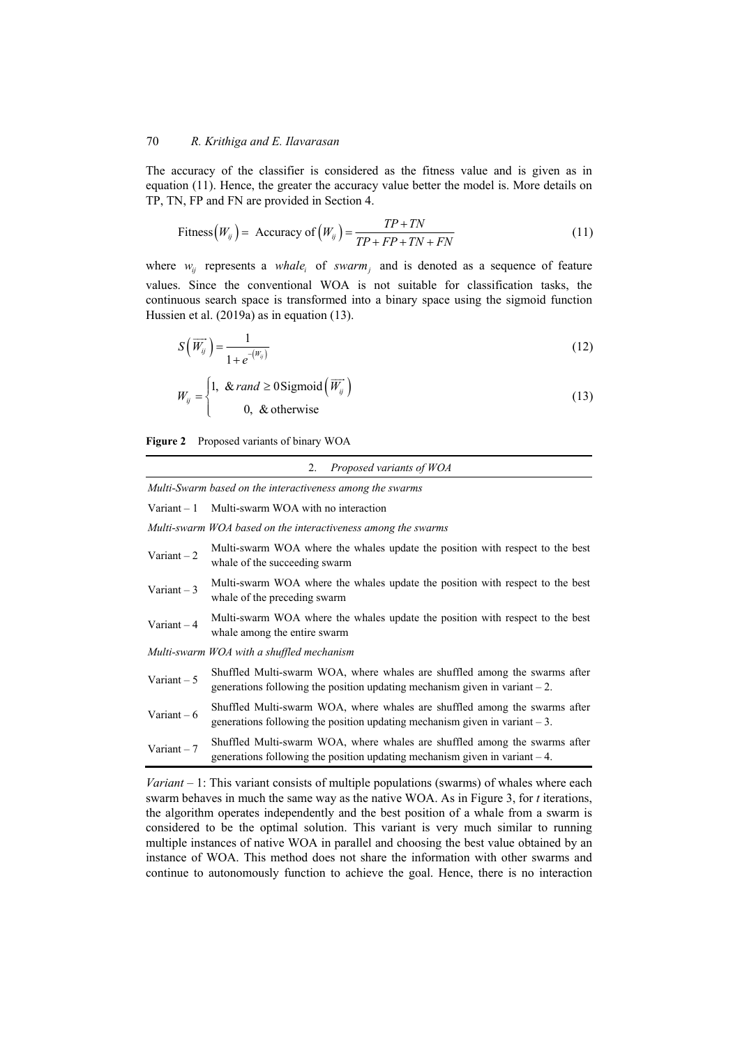The accuracy of the classifier is considered as the fitness value and is given as in equation (11). Hence, the greater the accuracy value better the model is. More details on TP, TN, FP and FN are provided in Section 4.

$$\text{Fitness}\left(W_{ij}\right) = \text{ Accuracy of}\left(W_{ij}\right) = \frac{TP + TN}{TP + FP + TN + FN} \tag{11}$$

where $w_{ij}$ represents a $whale_i$ of $swarm_j$ and is denoted as a sequence of feature values. Since the conventional WOA is not suitable for classification tasks, the continuous search space is transformed into a binary space using the sigmoid function Hussien et al. (2019a) as in equation (13).

$$S\left(\overrightarrow{W_{ij}}\right) = \frac{1}{1 + e^{-\left(W_{ij}\right)}} \tag{12}$$

$$W_{ij} = \begin{cases} 1, \ \& \, rand \geq 0 \text{Sigmoid}\left(\overrightarrow{W_{ij}}\right) \\ 0, \ \& \text{ otherwise} \end{cases} \tag{13}$$

**Figure 2** Proposed variants of binary WOA

| 2. *Proposed variants of WOA* | |
|---|---|
| *Multi-Swarm based on the interactiveness among the swarms* | |
| Variant – 1 | Multi-swarm WOA with no interaction |
| *Multi-swarm WOA based on the interactiveness among the swarms* | |
| Variant – 2 | Multi-swarm WOA where the whales update the position with respect to the best whale of the succeeding swarm |
| Variant – 3 | Multi-swarm WOA where the whales update the position with respect to the best whale of the preceding swarm |
| Variant – 4 | Multi-swarm WOA where the whales update the position with respect to the best whale among the entire swarm |
| *Multi-swarm WOA with a shuffled mechanism* | |
| Variant – 5 | Shuffled Multi-swarm WOA, where whales are shuffled among the swarms after generations following the position updating mechanism given in variant – 2. |
| Variant – 6 | Shuffled Multi-swarm WOA, where whales are shuffled among the swarms after generations following the position updating mechanism given in variant – 3. |
| Variant – 7 | Shuffled Multi-swarm WOA, where whales are shuffled among the swarms after generations following the position updating mechanism given in variant – 4. |

*Variant* – 1: This variant consists of multiple populations (swarms) of whales where each swarm behaves in much the same way as the native WOA. As in Figure 3, for *t* iterations, the algorithm operates independently and the best position of a whale from a swarm is considered to be the optimal solution. This variant is very much similar to running multiple instances of native WOA in parallel and choosing the best value obtained by an instance of WOA. This method does not share the information with other swarms and continue to autonomously function to achieve the goal. Hence, there is no interaction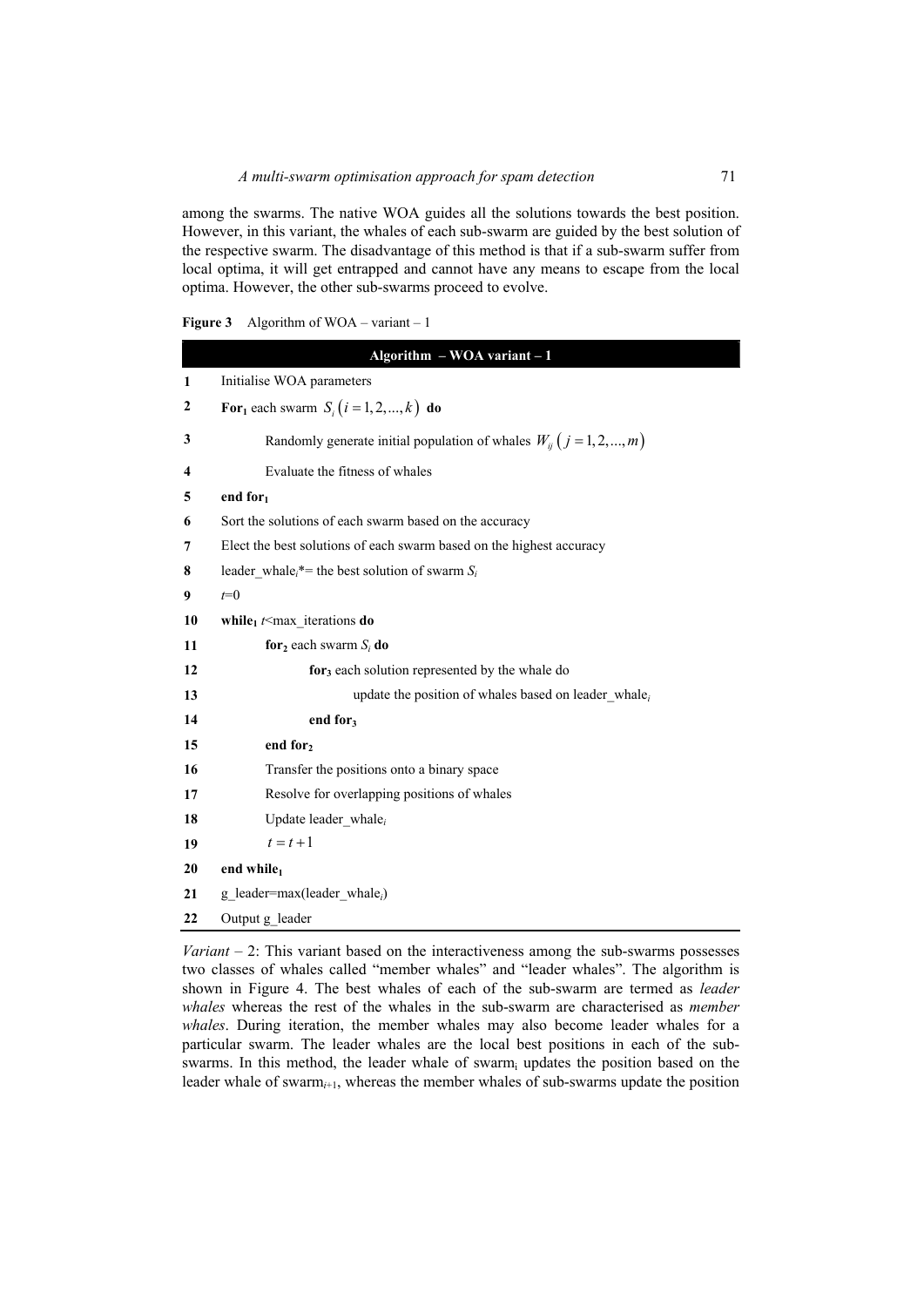among the swarms. The native WOA guides all the solutions towards the best position. However, in this variant, the whales of each sub-swarm are guided by the best solution of the respective swarm. The disadvantage of this method is that if a sub-swarm suffer from local optima, it will get entrapped and cannot have any means to escape from the local optima. However, the other sub-swarms proceed to evolve.

**Figure 3** Algorithm of WOA – variant – 1

| | **Algorithm – WOA variant – 1** |
|---|---|
| **1** | Initialise WOA parameters |
| **2** | **For$_1$** each swarm $S_i$ $(i = 1, 2, ..., k)$ **do** |
| **3** | Randomly generate initial population of whales $W_{ij}$ $(j = 1, 2, ..., m)$ |
| **4** | Evaluate the fitness of whales |
| **5** | **end for$_1$** |
| **6** | Sort the solutions of each swarm based on the accuracy |
| **7** | Elect the best solutions of each swarm based on the highest accuracy |
| **8** | leader_whale$_i$*= the best solution of swarm $S_i$ |
| **9** | $t$=0 |
| **10** | **while$_1$** $t$<max_iterations **do** |
| **11** | **for$_2$** each swarm $S_i$ **do** |
| **12** | **for$_3$** each solution represented by the whale do |
| **13** | update the position of whales based on leader_whale$_i$ |
| **14** | **end for$_3$** |
| **15** | **end for$_2$** |
| **16** | Transfer the positions onto a binary space |
| **17** | Resolve for overlapping positions of whales |
| **18** | Update leader_whale$_i$ |
| **19** | $t = t + 1$ |
| **20** | **end while$_1$** |
| **21** | g_leader=max(leader_whale$_i$) |
| **22** | Output g_leader |

*Variant* – 2: This variant based on the interactiveness among the sub-swarms possesses two classes of whales called "member whales" and "leader whales". The algorithm is shown in Figure 4. The best whales of each of the sub-swarm are termed as *leader whales* whereas the rest of the whales in the sub-swarm are characterised as *member whales*. During iteration, the member whales may also become leader whales for a particular swarm. The leader whales are the local best positions in each of the sub-swarms. In this method, the leader whale of swarm$_i$ updates the position based on the leader whale of swarm$_{i+1}$, whereas the member whales of sub-swarms update the position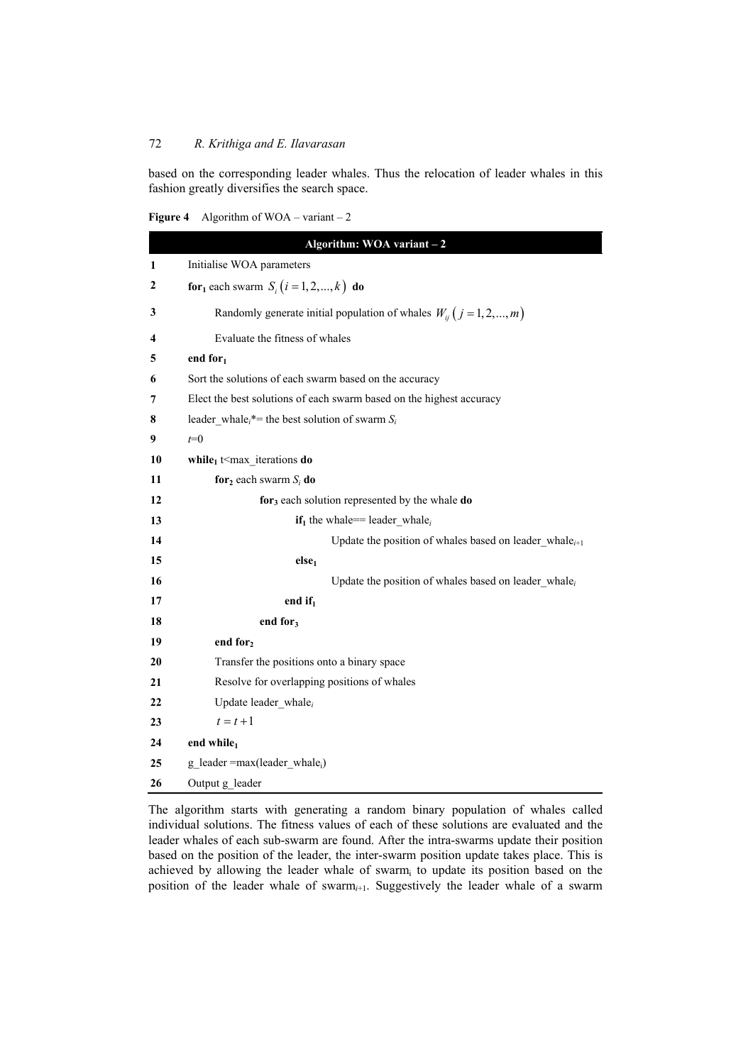based on the corresponding leader whales. Thus the relocation of leader whales in this fashion greatly diversifies the search space.

**Figure 4** Algorithm of WOA – variant – 2

| | **Algorithm: WOA variant – 2** |
|---|---|
| **1** | Initialise WOA parameters |
| **2** | **for$_1$** each swarm $S_i\left(i=1,2,...,k\right)$ **do** |
| **3** | Randomly generate initial population of whales $W_{ij}\left(j=1,2,...,m\right)$ |
| **4** | Evaluate the fitness of whales |
| **5** | **end for$_1$** |
| **6** | Sort the solutions of each swarm based on the accuracy |
| **7** | Elect the best solutions of each swarm based on the highest accuracy |
| **8** | leader_whale$_i$*= the best solution of swarm $S_i$ |
| **9** | $t$=0 |
| **10** | **while$_1$** t<max_iterations **do** |
| **11** | **for$_2$** each swarm $S_i$ **do** |
| **12** | **for$_3$** each solution represented by the whale **do** |
| **13** | **if$_1$** the whale== leader_whale$_i$ |
| **14** | Update the position of whales based on leader_whale$_{i+1}$ |
| **15** | **else$_1$** |
| **16** | Update the position of whales based on leader_whale$_i$ |
| **17** | **end if$_1$** |
| **18** | **end for$_3$** |
| **19** | **end for$_2$** |
| **20** | Transfer the positions onto a binary space |
| **21** | Resolve for overlapping positions of whales |
| **22** | Update leader_whale$_i$ |
| **23** | $t=t+1$ |
| **24** | **end while$_1$** |
| **25** | g_leader =max(leader_whale$_i$) |
| **26** | Output g_leader |

The algorithm starts with generating a random binary population of whales called individual solutions. The fitness values of each of these solutions are evaluated and the leader whales of each sub-swarm are found. After the intra-swarms update their position based on the position of the leader, the inter-swarm position update takes place. This is achieved by allowing the leader whale of swarm$_i$ to update its position based on the position of the leader whale of swarm$_{i+1}$. Suggestively the leader whale of a swarm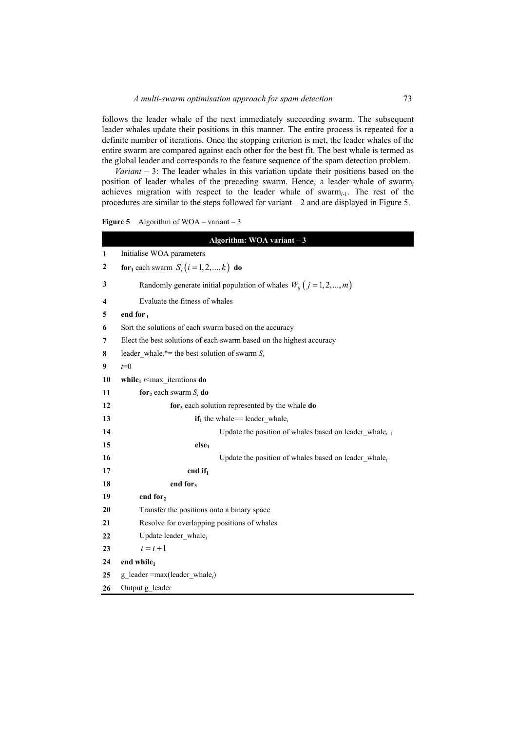follows the leader whale of the next immediately succeeding swarm. The subsequent leader whales update their positions in this manner. The entire process is repeated for a definite number of iterations. Once the stopping criterion is met, the leader whales of the entire swarm are compared against each other for the best fit. The best whale is termed as the global leader and corresponds to the feature sequence of the spam detection problem.

*Variant* – 3: The leader whales in this variation update their positions based on the position of leader whales of the preceding swarm. Hence, a leader whale of swarm$_i$ achieves migration with respect to the leader whale of swarm$_{i-1}$. The rest of the procedures are similar to the steps followed for variant – 2 and are displayed in Figure 5.

**Figure 5** Algorithm of WOA – variant – 3

| | **Algorithm: WOA variant – 3** |
|---|---|
| 1 | Initialise WOA parameters |
| 2 | **for$_1$** each swarm $S_i\left(i=1,2,\ldots,k\right)$ **do** |
| 3 | &nbsp;&nbsp;&nbsp;&nbsp;Randomly generate initial population of whales $W_{ij}\left(j=1,2,\ldots,m\right)$ |
| 4 | &nbsp;&nbsp;&nbsp;&nbsp;Evaluate the fitness of whales |
| 5 | **end for$_1$** |
| 6 | Sort the solutions of each swarm based on the accuracy |
| 7 | Elect the best solutions of each swarm based on the highest accuracy |
| 8 | leader_whale$_i$*= the best solution of swarm $S_i$ |
| 9 | $t$=0 |
| 10 | **while$_1$** $t$<max_iterations **do** |
| 11 | &nbsp;&nbsp;&nbsp;&nbsp;**for$_2$** each swarm $S_i$ **do** |
| 12 | &nbsp;&nbsp;&nbsp;&nbsp;&nbsp;&nbsp;&nbsp;&nbsp;**for$_3$** each solution represented by the whale **do** |
| 13 | &nbsp;&nbsp;&nbsp;&nbsp;&nbsp;&nbsp;&nbsp;&nbsp;&nbsp;&nbsp;&nbsp;&nbsp;**if$_1$** the whale== leader_whale$_i$ |
| 14 | &nbsp;&nbsp;&nbsp;&nbsp;&nbsp;&nbsp;&nbsp;&nbsp;&nbsp;&nbsp;&nbsp;&nbsp;&nbsp;&nbsp;&nbsp;&nbsp;Update the position of whales based on leader_whale$_{i-1}$ |
| 15 | &nbsp;&nbsp;&nbsp;&nbsp;&nbsp;&nbsp;&nbsp;&nbsp;&nbsp;&nbsp;&nbsp;&nbsp;**else$_1$** |
| 16 | &nbsp;&nbsp;&nbsp;&nbsp;&nbsp;&nbsp;&nbsp;&nbsp;&nbsp;&nbsp;&nbsp;&nbsp;&nbsp;&nbsp;&nbsp;&nbsp;Update the position of whales based on leader_whale$_i$ |
| 17 | &nbsp;&nbsp;&nbsp;&nbsp;&nbsp;&nbsp;&nbsp;&nbsp;&nbsp;&nbsp;&nbsp;&nbsp;**end if$_1$** |
| 18 | &nbsp;&nbsp;&nbsp;&nbsp;&nbsp;&nbsp;&nbsp;&nbsp;**end for$_3$** |
| 19 | &nbsp;&nbsp;&nbsp;&nbsp;**end for$_2$** |
| 20 | &nbsp;&nbsp;&nbsp;&nbsp;Transfer the positions onto a binary space |
| 21 | &nbsp;&nbsp;&nbsp;&nbsp;Resolve for overlapping positions of whales |
| 22 | &nbsp;&nbsp;&nbsp;&nbsp;Update leader_whale$_i$ |
| 23 | &nbsp;&nbsp;&nbsp;&nbsp;$t=t+1$ |
| 24 | **end while$_1$** |
| 25 | g_leader =max(leader_whale$_i$) |
| 26 | Output g_leader |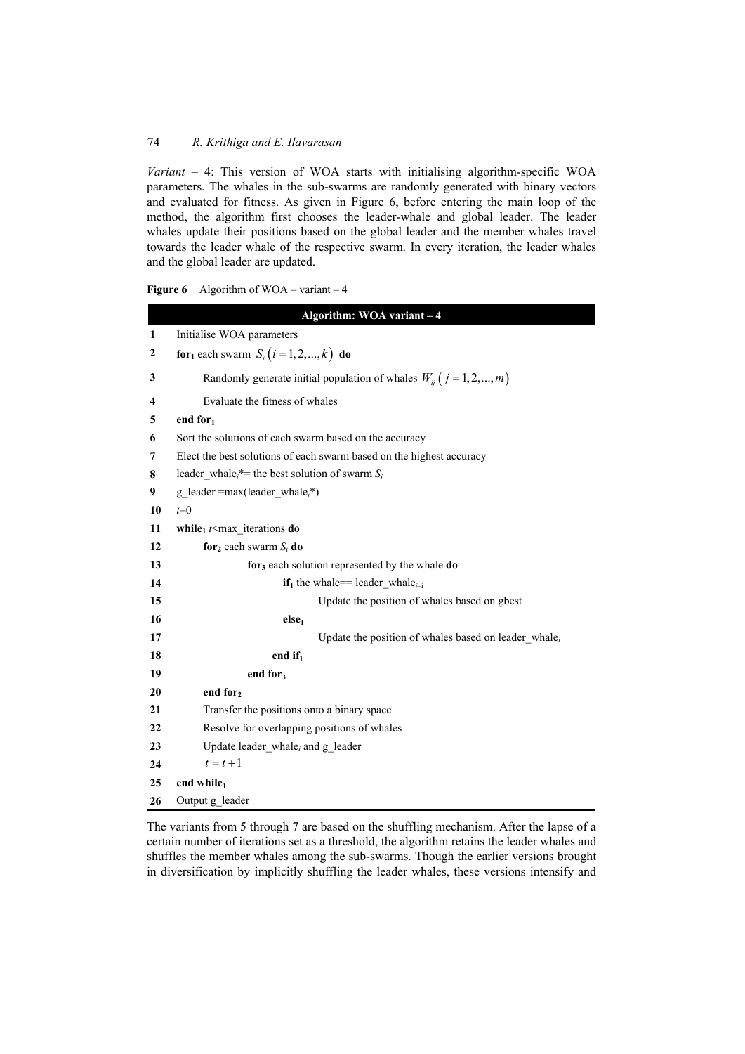*Variant* – 4: This version of WOA starts with initialising algorithm-specific WOA parameters. The whales in the sub-swarms are randomly generated with binary vectors and evaluated for fitness. As given in Figure 6, before entering the main loop of the method, the algorithm first chooses the leader-whale and global leader. The leader whales update their positions based on the global leader and the member whales travel towards the leader whale of the respective swarm. In every iteration, the leader whales and the global leader are updated.

**Figure 6** Algorithm of WOA – variant – 4

```
Algorithm: WOA variant – 4
1   Initialise WOA parameters
2   for1 each swarm S_i (i = 1, 2, ..., k) do
3       Randomly generate initial population of whales W_ij (j = 1, 2, ..., m)
4       Evaluate the fitness of whales
5   end for1
6   Sort the solutions of each swarm based on the accuracy
7   Elect the best solutions of each swarm based on the highest accuracy
8   leader_whale_i*= the best solution of swarm S_i
9   g_leader =max(leader_whale_i*)
10  t=0
11  while1 t<max_iterations do
12      for2 each swarm S_i do
13          for3 each solution represented by the whale do
14              if1 the whale== leader_whale_i–i
15                  Update the position of whales based on gbest
16              else1
17                  Update the position of whales based on leader_whale_i
18              end if1
19          end for3
20      end for2
21      Transfer the positions onto a binary space
22      Resolve for overlapping positions of whales
23      Update leader_whale_i and g_leader
24      t = t + 1
25  end while1
26  Output g_leader
```

The variants from 5 through 7 are based on the shuffling mechanism. After the lapse of a certain number of iterations set as a threshold, the algorithm retains the leader whales and shuffles the member whales among the sub-swarms. Though the earlier versions brought in diversification by implicitly shuffling the leader whales, these versions intensify and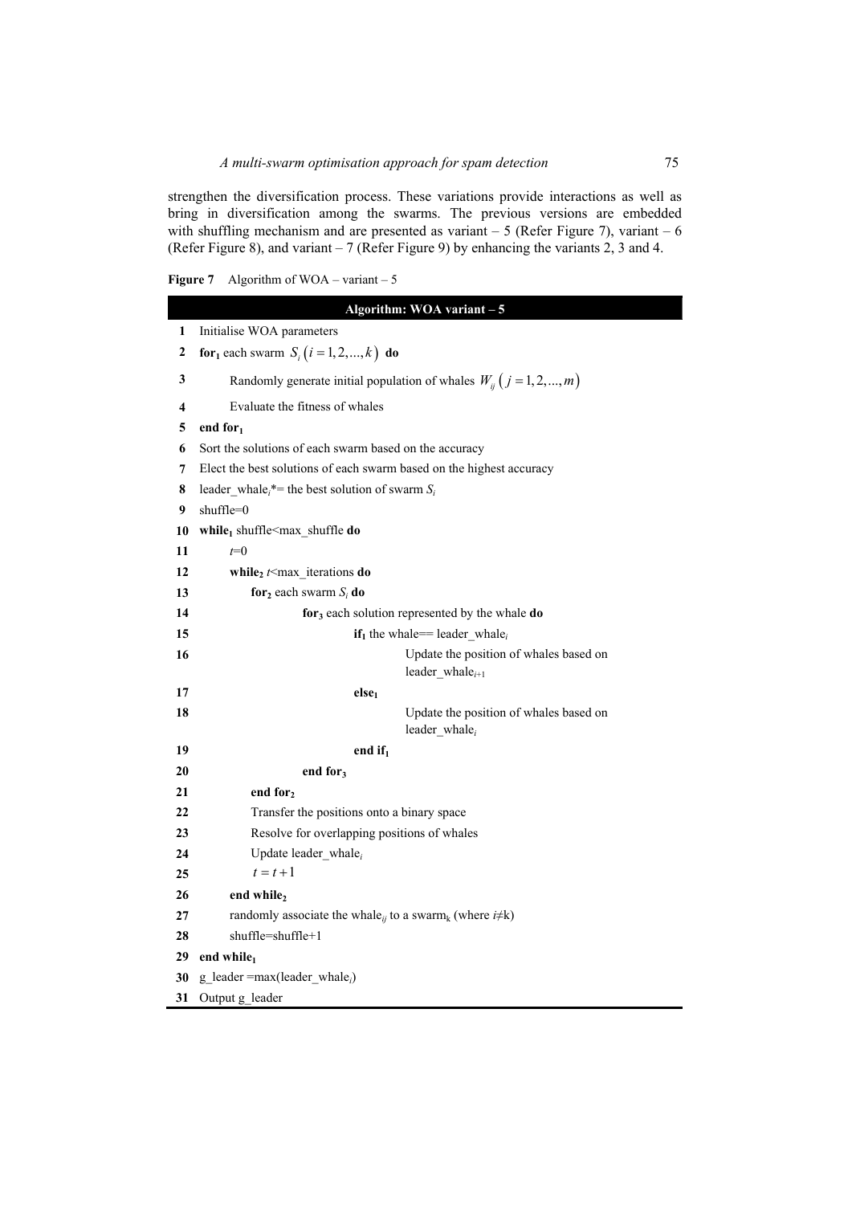strengthen the diversification process. These variations provide interactions as well as bring in diversification among the swarms. The previous versions are embedded with shuffling mechanism and are presented as variant – 5 (Refer Figure 7), variant – 6 (Refer Figure 8), and variant – 7 (Refer Figure 9) by enhancing the variants 2, 3 and 4.

**Figure 7** Algorithm of WOA – variant – 5

| | **Algorithm: WOA variant – 5** |
|---|---|
| **1** | Initialise WOA parameters |
| **2** | **for$_1$** each swarm $S_i\left(i=1,2,...,k\right)$ **do** |
| **3** | Randomly generate initial population of whales $W_{ij}\left(j=1,2,...,m\right)$ |
| **4** | Evaluate the fitness of whales |
| **5** | **end for$_1$** |
| **6** | Sort the solutions of each swarm based on the accuracy |
| **7** | Elect the best solutions of each swarm based on the highest accuracy |
| **8** | leader_whale$_i$*= the best solution of swarm $S_i$ |
| **9** | shuffle=0 |
| **10** | **while$_1$** shuffle<max_shuffle **do** |
| **11** | $t$=0 |
| **12** | **while$_2$** $t$<max_iterations **do** |
| **13** | **for$_2$** each swarm $S_i$ **do** |
| **14** | **for$_3$** each solution represented by the whale **do** |
| **15** | **if$_1$** the whale== leader_whale$_i$ |
| **16** | Update the position of whales based on leader_whale$_{i+1}$ |
| **17** | **else$_1$** |
| **18** | Update the position of whales based on leader_whale$_i$ |
| **19** | **end if$_1$** |
| **20** | **end for$_3$** |
| **21** | **end for$_2$** |
| **22** | Transfer the positions onto a binary space |
| **23** | Resolve for overlapping positions of whales |
| **24** | Update leader_whale$_i$ |
| **25** | $t=t+1$ |
| **26** | **end while$_2$** |
| **27** | randomly associate the whale$_{ij}$ to a swarm$_k$ (where $i$≠k) |
| **28** | shuffle=shuffle+1 |
| **29** | **end while$_1$** |
| **30** | g_leader =max(leader_whale$_i$) |
| **31** | Output g_leader |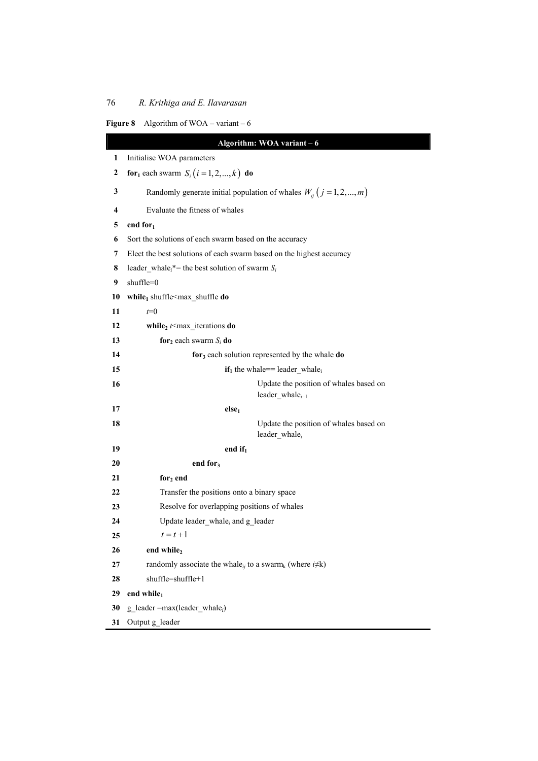**Figure 8** Algorithm of WOA – variant – 6

| | **Algorithm: WOA variant – 6** |
|---|---|
| **1** | Initialise WOA parameters |
| **2** | **for$_1$** each swarm $S_i\left(i=1,2,...,k\right)$ **do** |
| **3** | Randomly generate initial population of whales $W_{ij}\left(j=1,2,...,m\right)$ |
| **4** | Evaluate the fitness of whales |
| **5** | **end for$_1$** |
| **6** | Sort the solutions of each swarm based on the accuracy |
| **7** | Elect the best solutions of each swarm based on the highest accuracy |
| **8** | leader_whale$_i$*= the best solution of swarm $S_i$ |
| **9** | shuffle=0 |
| **10** | **while$_1$** shuffle<max_shuffle **do** |
| **11** | $t$=0 |
| **12** | **while$_2$** $t$<max_iterations **do** |
| **13** | **for$_2$** each swarm $S_i$ **do** |
| **14** | **for$_3$** each solution represented by the whale **do** |
| **15** | **if$_1$** the whale== leader_whale$_i$ |
| **16** | Update the position of whales based on leader_whale$_{i-1}$ |
| **17** | **else$_1$** |
| **18** | Update the position of whales based on leader_whale$_i$ |
| **19** | **end if$_1$** |
| **20** | **end for$_3$** |
| **21** | **for$_2$ end** |
| **22** | Transfer the positions onto a binary space |
| **23** | Resolve for overlapping positions of whales |
| **24** | Update leader_whale$_i$ and g_leader |
| **25** | $t=t+1$ |
| **26** | **end while$_2$** |
| **27** | randomly associate the whale$_{ij}$ to a swarm$_k$ (where $i \neq k$) |
| **28** | shuffle=shuffle+1 |
| **29** | **end while$_1$** |
| **30** | g_leader =max(leader_whale$_i$) |
| **31** | Output g_leader |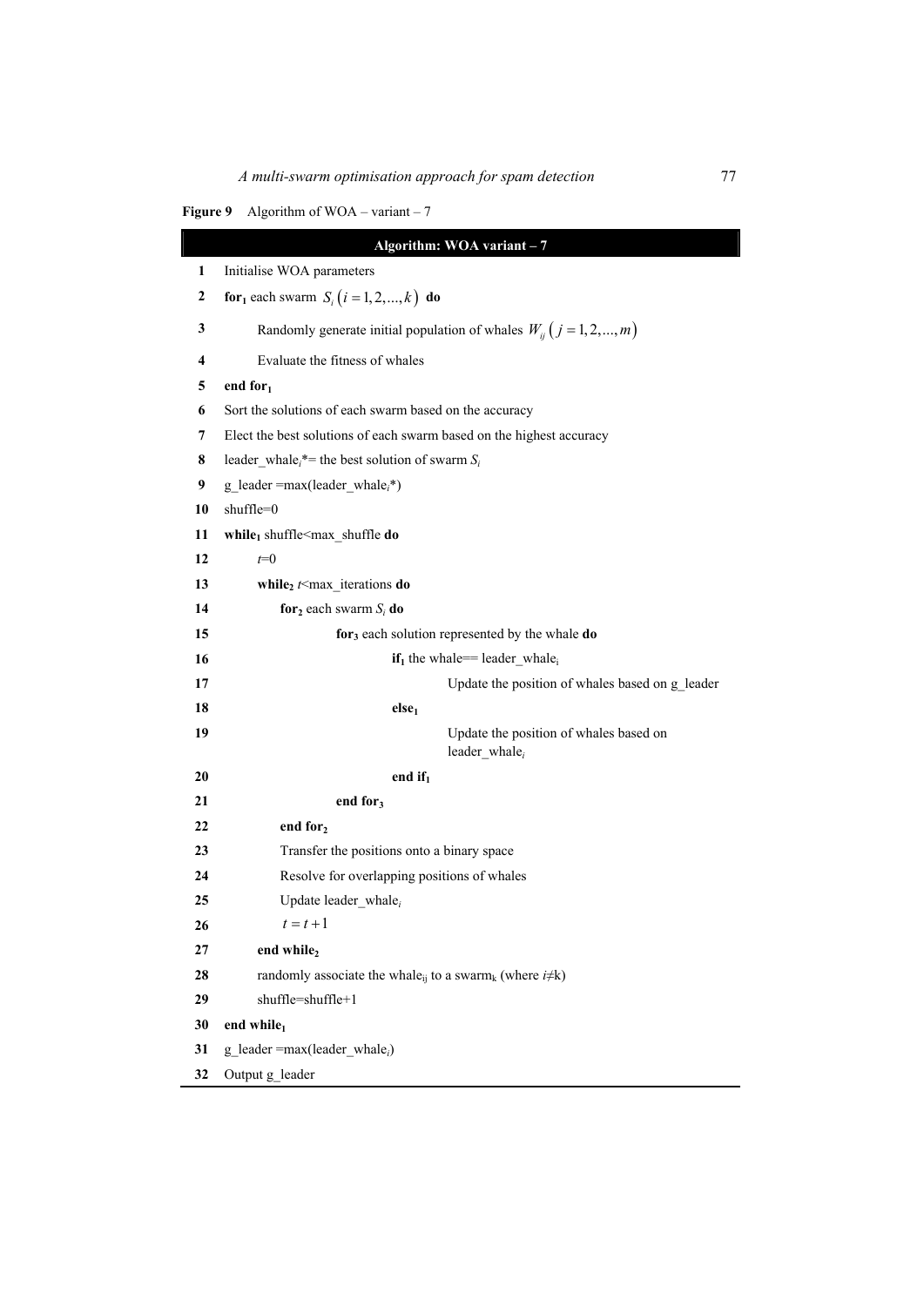**Figure 9** Algorithm of WOA – variant – 7

| | **Algorithm: WOA variant – 7** |
|---|---|
| **1** | Initialise WOA parameters |
| **2** | **for₁** each swarm $S_i\left(i=1,2,...,k\right)$ **do** |
| **3** | &nbsp;&nbsp;&nbsp;&nbsp;Randomly generate initial population of whales $W_{ij}\left(j=1,2,...,m\right)$ |
| **4** | &nbsp;&nbsp;&nbsp;&nbsp;Evaluate the fitness of whales |
| **5** | **end for₁** |
| **6** | Sort the solutions of each swarm based on the accuracy |
| **7** | Elect the best solutions of each swarm based on the highest accuracy |
| **8** | leader_whale$_i$*= the best solution of swarm $S_i$ |
| **9** | g_leader =max(leader_whale$_i$*) |
| **10** | shuffle=0 |
| **11** | **while₁** shuffle<max_shuffle **do** |
| **12** | &nbsp;&nbsp;&nbsp;&nbsp;$t$=0 |
| **13** | &nbsp;&nbsp;&nbsp;&nbsp;**while₂** $t$<max_iterations **do** |
| **14** | &nbsp;&nbsp;&nbsp;&nbsp;&nbsp;&nbsp;&nbsp;&nbsp;**for₂** each swarm $S_i$ **do** |
| **15** | &nbsp;&nbsp;&nbsp;&nbsp;&nbsp;&nbsp;&nbsp;&nbsp;&nbsp;&nbsp;&nbsp;&nbsp;**for₃** each solution represented by the whale **do** |
| **16** | &nbsp;&nbsp;&nbsp;&nbsp;&nbsp;&nbsp;&nbsp;&nbsp;&nbsp;&nbsp;&nbsp;&nbsp;&nbsp;&nbsp;&nbsp;&nbsp;**if₁** the whale== leader_whale$_i$ |
| **17** | &nbsp;&nbsp;&nbsp;&nbsp;&nbsp;&nbsp;&nbsp;&nbsp;&nbsp;&nbsp;&nbsp;&nbsp;&nbsp;&nbsp;&nbsp;&nbsp;&nbsp;&nbsp;&nbsp;&nbsp;Update the position of whales based on g_leader |
| **18** | &nbsp;&nbsp;&nbsp;&nbsp;&nbsp;&nbsp;&nbsp;&nbsp;&nbsp;&nbsp;&nbsp;&nbsp;&nbsp;&nbsp;&nbsp;&nbsp;**else₁** |
| **19** | &nbsp;&nbsp;&nbsp;&nbsp;&nbsp;&nbsp;&nbsp;&nbsp;&nbsp;&nbsp;&nbsp;&nbsp;&nbsp;&nbsp;&nbsp;&nbsp;&nbsp;&nbsp;&nbsp;&nbsp;Update the position of whales based on leader_whale$_i$ |
| **20** | &nbsp;&nbsp;&nbsp;&nbsp;&nbsp;&nbsp;&nbsp;&nbsp;&nbsp;&nbsp;&nbsp;&nbsp;&nbsp;&nbsp;&nbsp;&nbsp;**end if₁** |
| **21** | &nbsp;&nbsp;&nbsp;&nbsp;&nbsp;&nbsp;&nbsp;&nbsp;&nbsp;&nbsp;&nbsp;&nbsp;**end for₃** |
| **22** | &nbsp;&nbsp;&nbsp;&nbsp;&nbsp;&nbsp;&nbsp;&nbsp;**end for₂** |
| **23** | &nbsp;&nbsp;&nbsp;&nbsp;&nbsp;&nbsp;&nbsp;&nbsp;Transfer the positions onto a binary space |
| **24** | &nbsp;&nbsp;&nbsp;&nbsp;&nbsp;&nbsp;&nbsp;&nbsp;Resolve for overlapping positions of whales |
| **25** | &nbsp;&nbsp;&nbsp;&nbsp;&nbsp;&nbsp;&nbsp;&nbsp;Update leader_whale$_i$ |
| **26** | &nbsp;&nbsp;&nbsp;&nbsp;&nbsp;&nbsp;&nbsp;&nbsp;$t=t+1$ |
| **27** | &nbsp;&nbsp;&nbsp;&nbsp;**end while₂** |
| **28** | &nbsp;&nbsp;&nbsp;&nbsp;randomly associate the whale$_{ij}$ to a swarm$_k$ (where $i$≠k) |
| **29** | &nbsp;&nbsp;&nbsp;&nbsp;shuffle=shuffle+1 |
| **30** | **end while₁** |
| **31** | g_leader =max(leader_whale$_i$) |
| **32** | Output g_leader |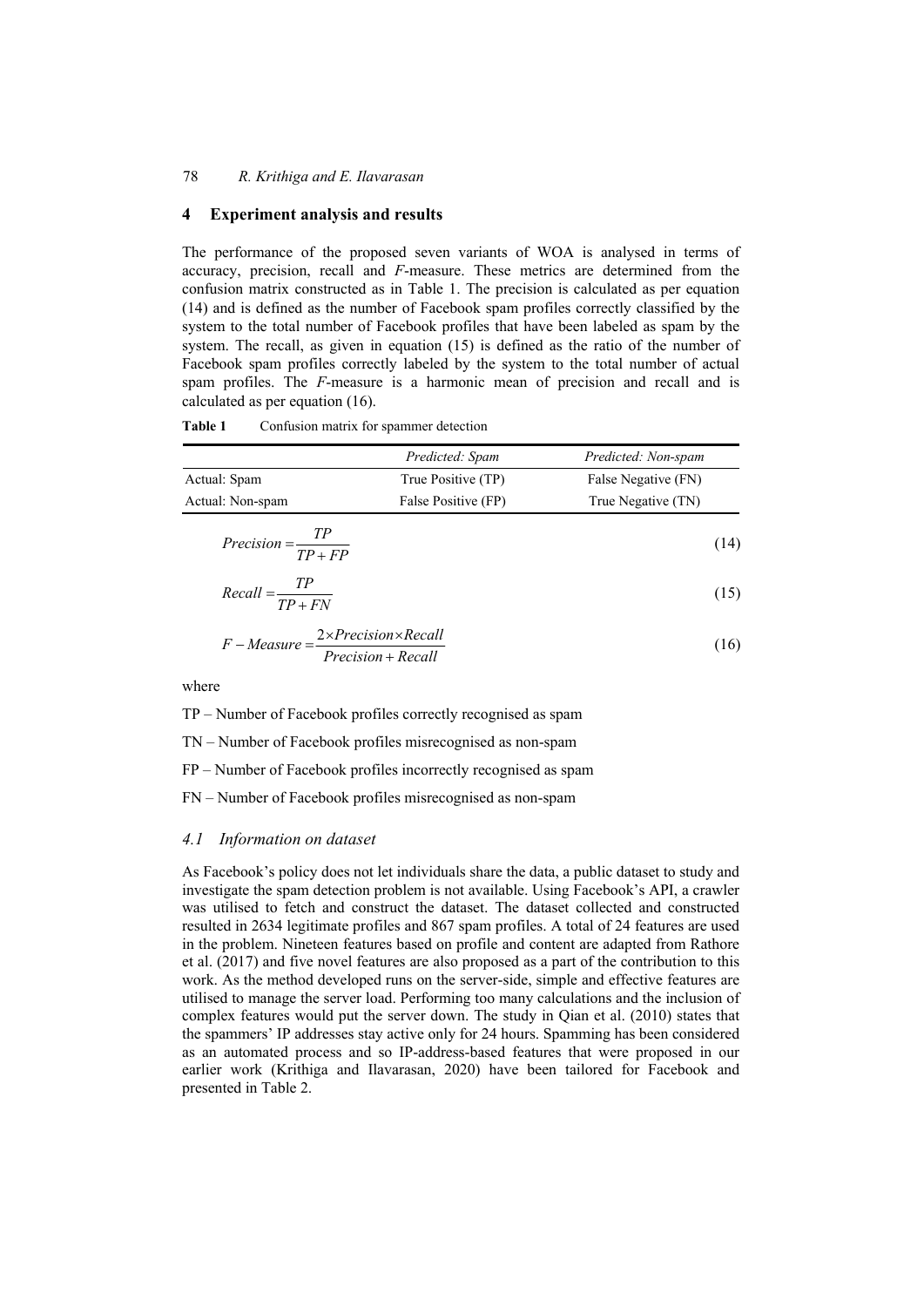## 4 Experiment analysis and results

The performance of the proposed seven variants of WOA is analysed in terms of accuracy, precision, recall and *F*-measure. These metrics are determined from the confusion matrix constructed as in Table 1. The precision is calculated as per equation (14) and is defined as the number of Facebook spam profiles correctly classified by the system to the total number of Facebook profiles that have been labeled as spam by the system. The recall, as given in equation (15) is defined as the ratio of the number of Facebook spam profiles correctly labeled by the system to the total number of actual spam profiles. The *F*-measure is a harmonic mean of precision and recall and is calculated as per equation (16).

**Table 1** Confusion matrix for spammer detection

| | *Predicted: Spam* | *Predicted: Non-spam* |
|---|---|---|
| Actual: Spam | True Positive (TP) | False Negative (FN) |
| Actual: Non-spam | False Positive (FP) | True Negative (TN) |

$$Precision = \frac{TP}{TP + FP} \tag{14}$$

$$Recall = \frac{TP}{TP + FN} \tag{15}$$

$$F - Measure = \frac{2 \times Precision \times Recall}{Precision + Recall} \tag{16}$$

where

TP – Number of Facebook profiles correctly recognised as spam

TN – Number of Facebook profiles misrecognised as non-spam

FP – Number of Facebook profiles incorrectly recognised as spam

FN – Number of Facebook profiles misrecognised as non-spam

### *4.1 Information on dataset*

As Facebook's policy does not let individuals share the data, a public dataset to study and investigate the spam detection problem is not available. Using Facebook's API, a crawler was utilised to fetch and construct the dataset. The dataset collected and constructed resulted in 2634 legitimate profiles and 867 spam profiles. A total of 24 features are used in the problem. Nineteen features based on profile and content are adapted from Rathore et al. (2017) and five novel features are also proposed as a part of the contribution to this work. As the method developed runs on the server-side, simple and effective features are utilised to manage the server load. Performing too many calculations and the inclusion of complex features would put the server down. The study in Qian et al. (2010) states that the spammers' IP addresses stay active only for 24 hours. Spamming has been considered as an automated process and so IP-address-based features that were proposed in our earlier work (Krithiga and Ilavarasan, 2020) have been tailored for Facebook and presented in Table 2.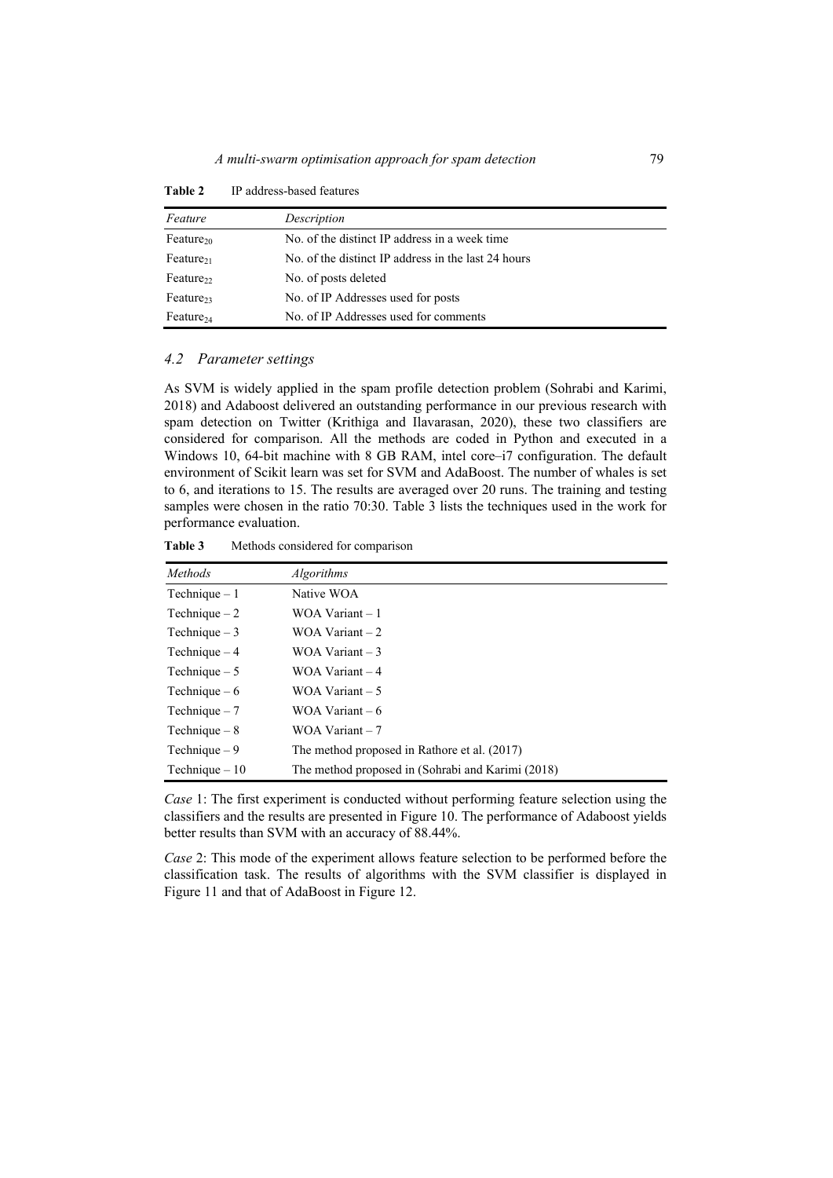**Table 2** IP address-based features

| *Feature* | *Description* |
|---|---|
| $Feature_{20}$ | No. of the distinct IP address in a week time |
| $Feature_{21}$ | No. of the distinct IP address in the last 24 hours |
| $Feature_{22}$ | No. of posts deleted |
| $Feature_{23}$ | No. of IP Addresses used for posts |
| $Feature_{24}$ | No. of IP Addresses used for comments |

### *4.2 Parameter settings*

As SVM is widely applied in the spam profile detection problem (Sohrabi and Karimi, 2018) and Adaboost delivered an outstanding performance in our previous research with spam detection on Twitter (Krithiga and Ilavarasan, 2020), these two classifiers are considered for comparison. All the methods are coded in Python and executed in a Windows 10, 64-bit machine with 8 GB RAM, intel core–i7 configuration. The default environment of Scikit learn was set for SVM and AdaBoost. The number of whales is set to 6, and iterations to 15. The results are averaged over 20 runs. The training and testing samples were chosen in the ratio 70:30. Table 3 lists the techniques used in the work for performance evaluation.

**Table 3** Methods considered for comparison

| *Methods* | *Algorithms* |
|---|---|
| Technique – 1 | Native WOA |
| Technique – 2 | WOA Variant – 1 |
| Technique – 3 | WOA Variant – 2 |
| Technique – 4 | WOA Variant – 3 |
| Technique – 5 | WOA Variant – 4 |
| Technique – 6 | WOA Variant – 5 |
| Technique – 7 | WOA Variant – 6 |
| Technique – 8 | WOA Variant – 7 |
| Technique – 9 | The method proposed in Rathore et al. (2017) |
| Technique – 10 | The method proposed in (Sohrabi and Karimi (2018) |

*Case* 1: The first experiment is conducted without performing feature selection using the classifiers and the results are presented in Figure 10. The performance of Adaboost yields better results than SVM with an accuracy of 88.44%.

*Case* 2: This mode of the experiment allows feature selection to be performed before the classification task. The results of algorithms with the SVM classifier is displayed in Figure 11 and that of AdaBoost in Figure 12.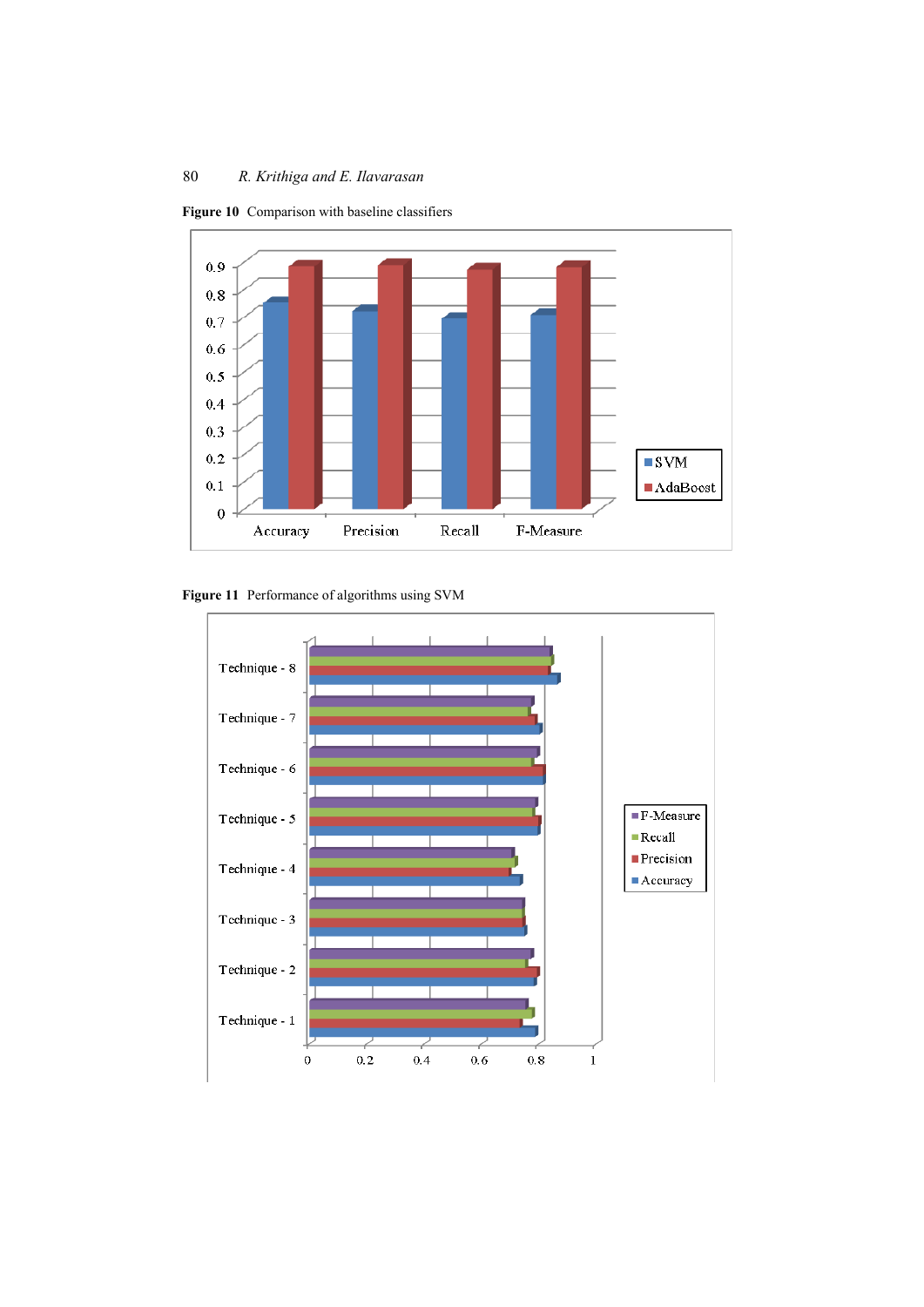**Figure 10** Comparison with baseline classifiers

**Figure 11** Performance of algorithms using SVM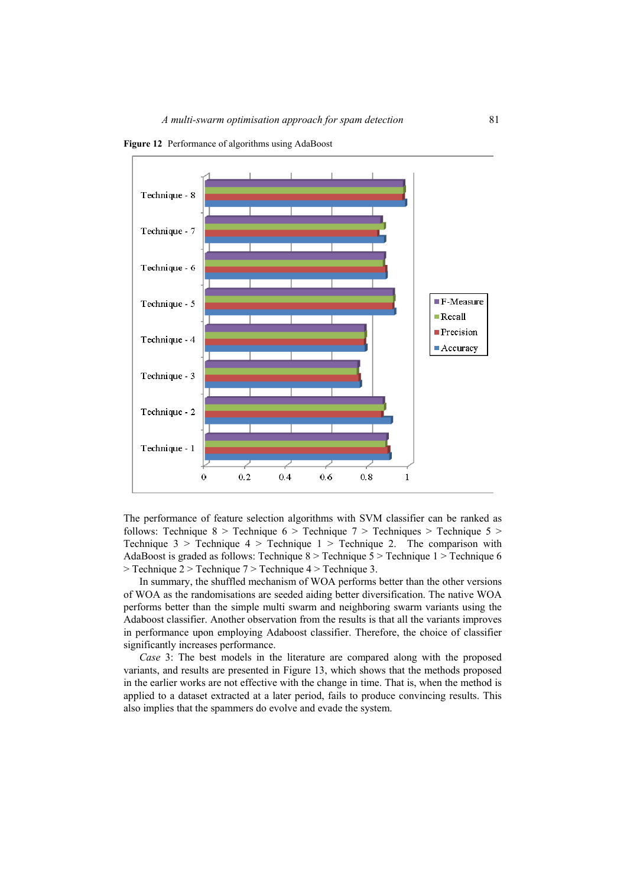**Figure 12** Performance of algorithms using AdaBoost

The performance of feature selection algorithms with SVM classifier can be ranked as follows: Technique 8 > Technique 6 > Technique 7 > Techniques > Technique 5 > Technique 3 > Technique 4 > Technique 1 > Technique 2. The comparison with AdaBoost is graded as follows: Technique 8 > Technique 5 > Technique 1 > Technique 6 > Technique 2 > Technique 7 > Technique 4 > Technique 3.

In summary, the shuffled mechanism of WOA performs better than the other versions of WOA as the randomisations are seeded aiding better diversification. The native WOA performs better than the simple multi swarm and neighboring swarm variants using the Adaboost classifier. Another observation from the results is that all the variants improves in performance upon employing Adaboost classifier. Therefore, the choice of classifier significantly increases performance.

*Case* 3: The best models in the literature are compared along with the proposed variants, and results are presented in Figure 13, which shows that the methods proposed in the earlier works are not effective with the change in time. That is, when the method is applied to a dataset extracted at a later period, fails to produce convincing results. This also implies that the spammers do evolve and evade the system.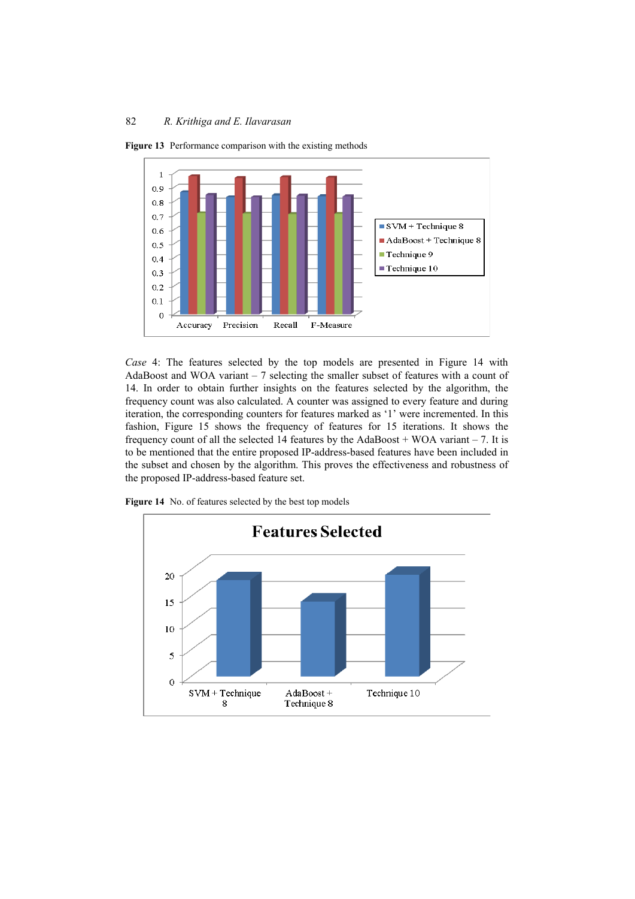**Figure 13** Performance comparison with the existing methods

*Case* 4: The features selected by the top models are presented in Figure 14 with AdaBoost and WOA variant – 7 selecting the smaller subset of features with a count of 14. In order to obtain further insights on the features selected by the algorithm, the frequency count was also calculated. A counter was assigned to every feature and during iteration, the corresponding counters for features marked as '1' were incremented. In this fashion, Figure 15 shows the frequency of features for 15 iterations. It shows the frequency count of all the selected 14 features by the AdaBoost + WOA variant – 7. It is to be mentioned that the entire proposed IP-address-based features have been included in the subset and chosen by the algorithm. This proves the effectiveness and robustness of the proposed IP-address-based feature set.

**Figure 14** No. of features selected by the best top models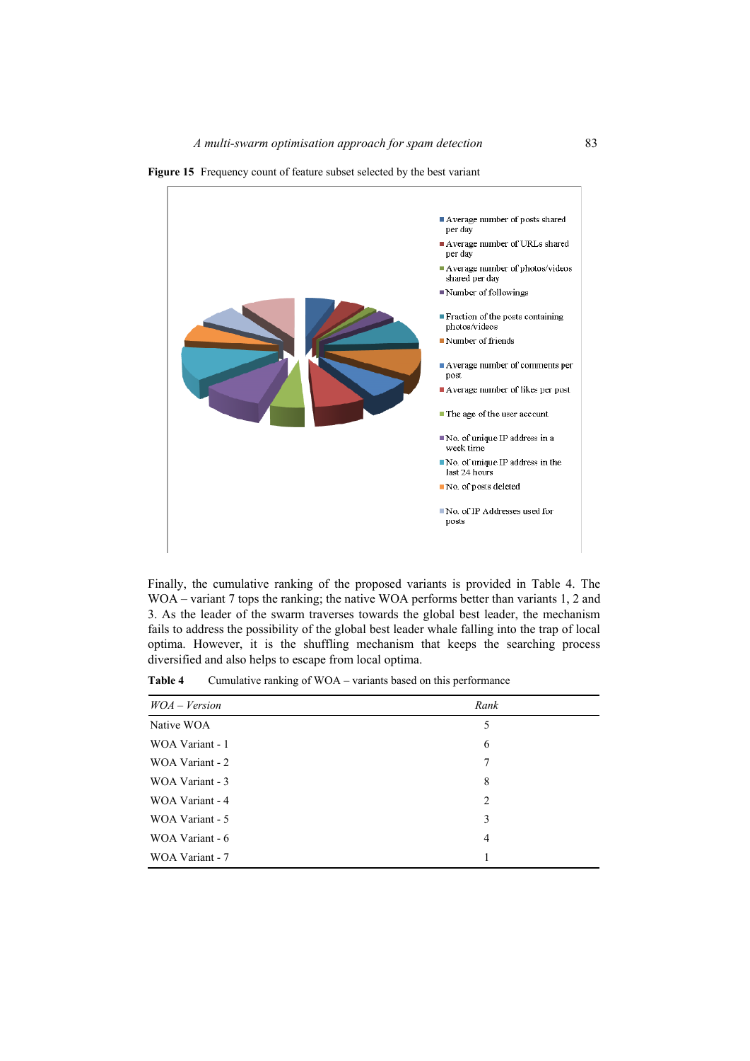**Figure 15** Frequency count of feature subset selected by the best variant

Finally, the cumulative ranking of the proposed variants is provided in Table 4. The WOA – variant 7 tops the ranking; the native WOA performs better than variants 1, 2 and 3. As the leader of the swarm traverses towards the global best leader, the mechanism fails to address the possibility of the global best leader whale falling into the trap of local optima. However, it is the shuffling mechanism that keeps the searching process diversified and also helps to escape from local optima.

**Table 4** Cumulative ranking of WOA – variants based on this performance

| *WOA – Version* | *Rank* |
|---|---|
| Native WOA | 5 |
| WOA Variant - 1 | 6 |
| WOA Variant - 2 | 7 |
| WOA Variant - 3 | 8 |
| WOA Variant - 4 | 2 |
| WOA Variant - 5 | 3 |
| WOA Variant - 6 | 4 |
| WOA Variant - 7 | 1 |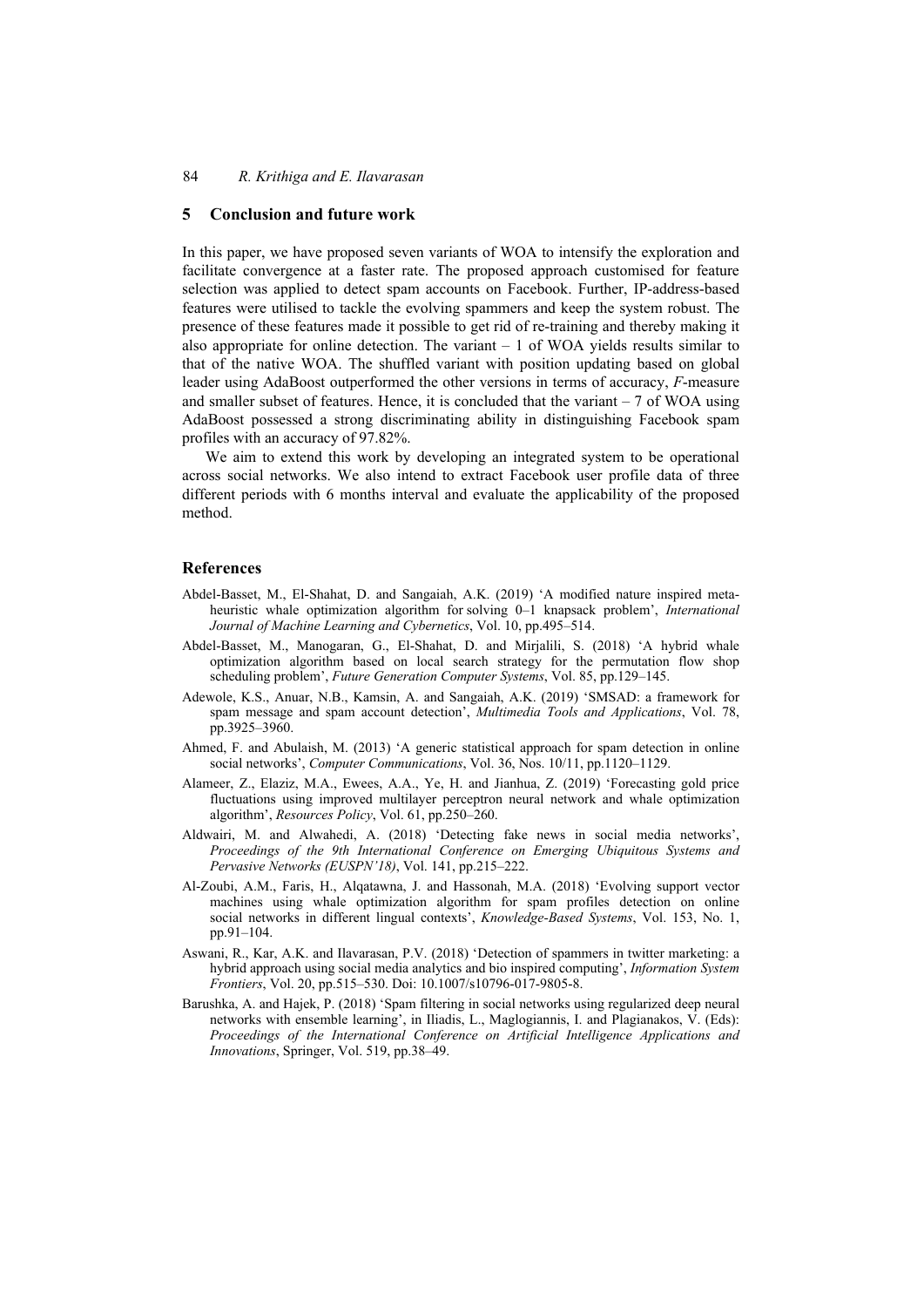## 5 Conclusion and future work

In this paper, we have proposed seven variants of WOA to intensify the exploration and facilitate convergence at a faster rate. The proposed approach customised for feature selection was applied to detect spam accounts on Facebook. Further, IP-address-based features were utilised to tackle the evolving spammers and keep the system robust. The presence of these features made it possible to get rid of re-training and thereby making it also appropriate for online detection. The variant – 1 of WOA yields results similar to that of the native WOA. The shuffled variant with position updating based on global leader using AdaBoost outperformed the other versions in terms of accuracy, *F*-measure and smaller subset of features. Hence, it is concluded that the variant – 7 of WOA using AdaBoost possessed a strong discriminating ability in distinguishing Facebook spam profiles with an accuracy of 97.82%.

We aim to extend this work by developing an integrated system to be operational across social networks. We also intend to extract Facebook user profile data of three different periods with 6 months interval and evaluate the applicability of the proposed method.

## References

Abdel-Basset, M., El-Shahat, D. and Sangaiah, A.K. (2019) 'A modified nature inspired meta-heuristic whale optimization algorithm for solving 0–1 knapsack problem', *International Journal of Machine Learning and Cybernetics*, Vol. 10, pp.495–514.

Abdel-Basset, M., Manogaran, G., El-Shahat, D. and Mirjalili, S. (2018) 'A hybrid whale optimization algorithm based on local search strategy for the permutation flow shop scheduling problem', *Future Generation Computer Systems*, Vol. 85, pp.129–145.

Adewole, K.S., Anuar, N.B., Kamsin, A. and Sangaiah, A.K. (2019) 'SMSAD: a framework for spam message and spam account detection', *Multimedia Tools and Applications*, Vol. 78, pp.3925–3960.

Ahmed, F. and Abulaish, M. (2013) 'A generic statistical approach for spam detection in online social networks', *Computer Communications*, Vol. 36, Nos. 10/11, pp.1120–1129.

Alameer, Z., Elaziz, M.A., Ewees, A.A., Ye, H. and Jianhua, Z. (2019) 'Forecasting gold price fluctuations using improved multilayer perceptron neural network and whale optimization algorithm', *Resources Policy*, Vol. 61, pp.250–260.

Aldwairi, M. and Alwahedi, A. (2018) 'Detecting fake news in social media networks', *Proceedings of the 9th International Conference on Emerging Ubiquitous Systems and Pervasive Networks (EUSPN'18)*, Vol. 141, pp.215–222.

Al-Zoubi, A.M., Faris, H., Alqatawna, J. and Hassonah, M.A. (2018) 'Evolving support vector machines using whale optimization algorithm for spam profiles detection on online social networks in different lingual contexts', *Knowledge-Based Systems*, Vol. 153, No. 1, pp.91–104.

Aswani, R., Kar, A.K. and Ilavarasan, P.V. (2018) 'Detection of spammers in twitter marketing: a hybrid approach using social media analytics and bio inspired computing', *Information System Frontiers*, Vol. 20, pp.515–530. Doi: 10.1007/s10796-017-9805-8.

Barushka, A. and Hajek, P. (2018) 'Spam filtering in social networks using regularized deep neural networks with ensemble learning', in Iliadis, L., Maglogiannis, I. and Plagianakos, V. (Eds): *Proceedings of the International Conference on Artificial Intelligence Applications and Innovations*, Springer, Vol. 519, pp.38–49.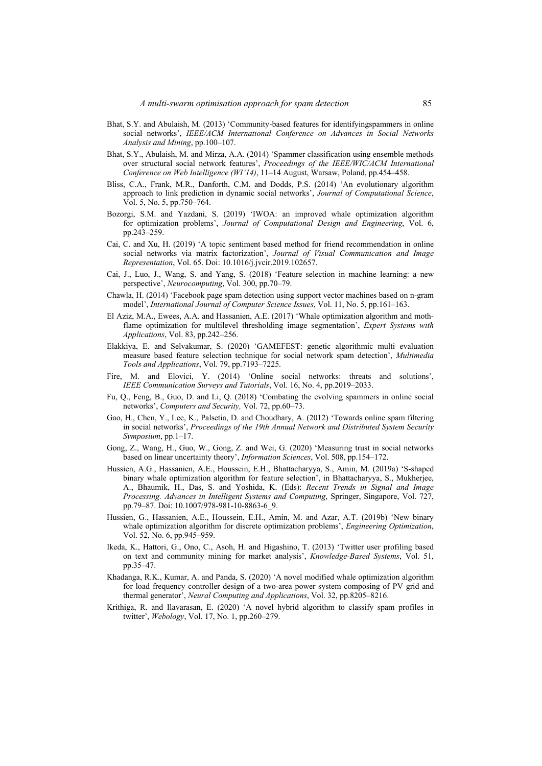Bhat, S.Y. and Abulaish, M. (2013) 'Community-based features for identifyingspammers in online social networks', *IEEE/ACM International Conference on Advances in Social Networks Analysis and Mining*, pp.100–107.

Bhat, S.Y., Abulaish, M. and Mirza, A.A. (2014) 'Spammer classification using ensemble methods over structural social network features', *Proceedings of the IEEE/WIC/ACM International Conference on Web Intelligence (WI'14)*, 11–14 August, Warsaw, Poland, pp.454–458.

Bliss, C.A., Frank, M.R., Danforth, C.M. and Dodds, P.S. (2014) 'An evolutionary algorithm approach to link prediction in dynamic social networks', *Journal of Computational Science*, Vol. 5, No. 5, pp.750–764.

Bozorgi, S.M. and Yazdani, S. (2019) 'IWOA: an improved whale optimization algorithm for optimization problems', *Journal of Computational Design and Engineering*, Vol. 6, pp.243–259.

Cai, C. and Xu, H. (2019) 'A topic sentiment based method for friend recommendation in online social networks via matrix factorization', *Journal of Visual Communication and Image Representation*, Vol. 65. Doi: 10.1016/j.jvcir.2019.102657.

Cai, J., Luo, J., Wang, S. and Yang, S. (2018) 'Feature selection in machine learning: a new perspective', *Neurocomputing*, Vol. 300, pp.70–79.

Chawla, H. (2014) 'Facebook page spam detection using support vector machines based on n-gram model', *International Journal of Computer Science Issues*, Vol. 11, No. 5, pp.161–163.

El Aziz, M.A., Ewees, A.A. and Hassanien, A.E. (2017) 'Whale optimization algorithm and moth-flame optimization for multilevel thresholding image segmentation', *Expert Systems with Applications*, Vol. 83, pp.242–256.

Elakkiya, E. and Selvakumar, S. (2020) 'GAMEFEST: genetic algorithmic multi evaluation measure based feature selection technique for social network spam detection', *Multimedia Tools and Applications*, Vol. 79, pp.7193–7225.

Fire, M. and Elovici, Y. (2014) 'Online social networks: threats and solutions', *IEEE Communication Surveys and Tutorials*, Vol. 16, No. 4, pp.2019–2033.

Fu, Q., Feng, B., Guo, D. and Li, Q. (2018) 'Combating the evolving spammers in online social networks', *Computers and Security,* Vol. 72, pp.60–73.

Gao, H., Chen, Y., Lee, K., Palsetia, D. and Choudhary, A. (2012) 'Towards online spam filtering in social networks', *Proceedings of the 19th Annual Network and Distributed System Security Symposium*, pp.1–17.

Gong, Z., Wang, H., Guo, W., Gong, Z. and Wei, G. (2020) 'Measuring trust in social networks based on linear uncertainty theory', *Information Sciences*, Vol. 508, pp.154–172.

Hussien, A.G., Hassanien, A.E., Houssein, E.H., Bhattacharyya, S., Amin, M. (2019a) 'S-shaped binary whale optimization algorithm for feature selection', in Bhattacharyya, S., Mukherjee, A., Bhaumik, H., Das, S. and Yoshida, K. (Eds): *Recent Trends in Signal and Image Processing. Advances in Intelligent Systems and Computing*, Springer, Singapore, Vol. 727, pp.79–87. Doi: 10.1007/978-981-10-8863-6_9.

Hussien, G., Hassanien, A.E., Houssein, E.H., Amin, M. and Azar, A.T. (2019b) 'New binary whale optimization algorithm for discrete optimization problems', *Engineering Optimization*, Vol. 52, No. 6, pp.945–959.

Ikeda, K., Hattori, G., Ono, C., Asoh, H. and Higashino, T. (2013) 'Twitter user profiling based on text and community mining for market analysis', *Knowledge-Based Systems*, Vol. 51, pp.35–47.

Khadanga, R.K., Kumar, A. and Panda, S. (2020) 'A novel modified whale optimization algorithm for load frequency controller design of a two-area power system composing of PV grid and thermal generator', *Neural Computing and Applications*, Vol. 32, pp.8205–8216.

Krithiga, R. and Ilavarasan, E. (2020) 'A novel hybrid algorithm to classify spam profiles in twitter', *Webology*, Vol. 17, No. 1, pp.260–279.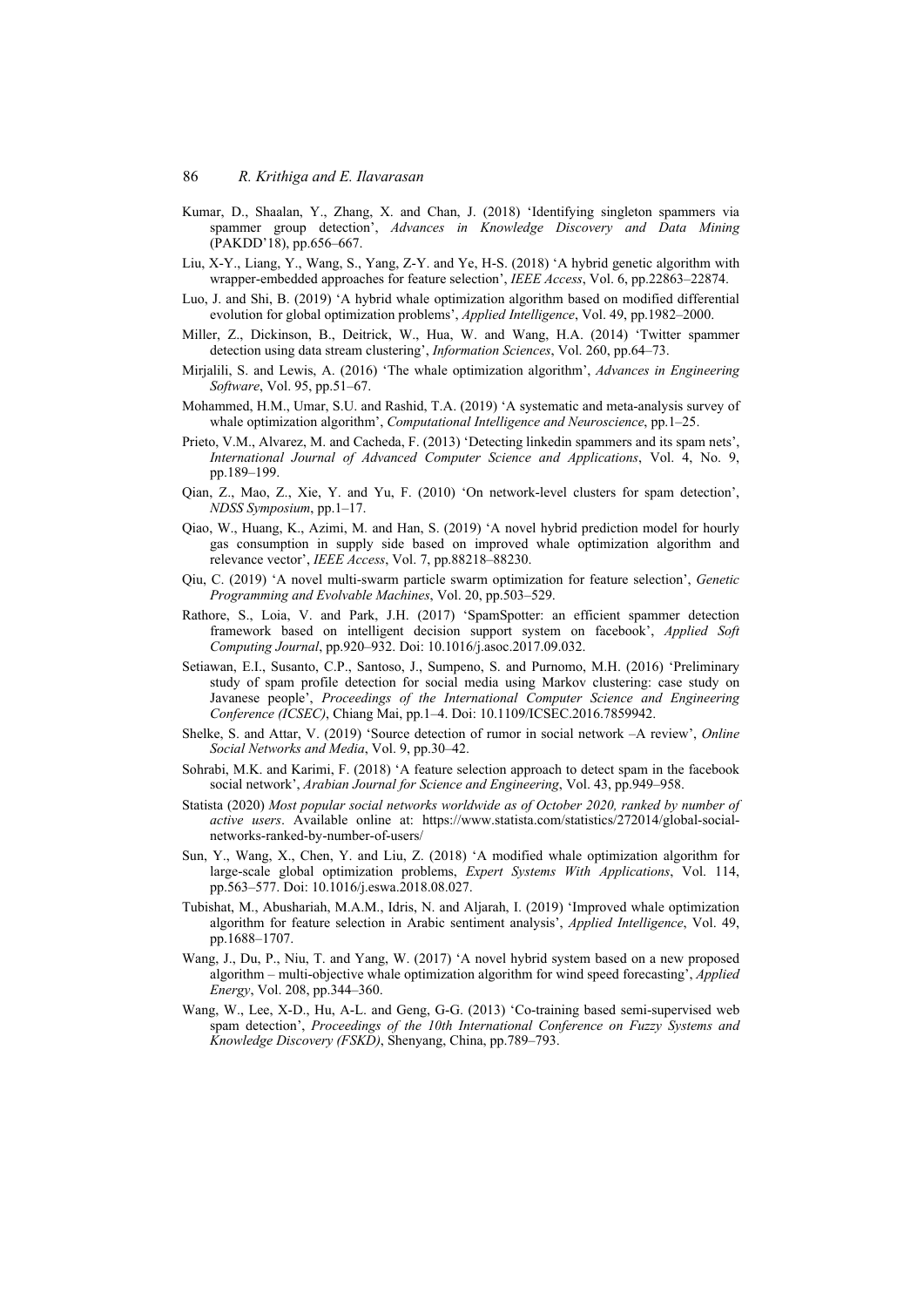Kumar, D., Shaalan, Y., Zhang, X. and Chan, J. (2018) 'Identifying singleton spammers via spammer group detection', *Advances in Knowledge Discovery and Data Mining* (PAKDD'18), pp.656–667.

Liu, X-Y., Liang, Y., Wang, S., Yang, Z-Y. and Ye, H-S. (2018) 'A hybrid genetic algorithm with wrapper-embedded approaches for feature selection', *IEEE Access*, Vol. 6, pp.22863–22874.

Luo, J. and Shi, B. (2019) 'A hybrid whale optimization algorithm based on modified differential evolution for global optimization problems', *Applied Intelligence*, Vol. 49, pp.1982–2000.

Miller, Z., Dickinson, B., Deitrick, W., Hua, W. and Wang, H.A. (2014) 'Twitter spammer detection using data stream clustering', *Information Sciences*, Vol. 260, pp.64–73.

Mirjalili, S. and Lewis, A. (2016) 'The whale optimization algorithm', *Advances in Engineering Software*, Vol. 95, pp.51–67.

Mohammed, H.M., Umar, S.U. and Rashid, T.A. (2019) 'A systematic and meta-analysis survey of whale optimization algorithm', *Computational Intelligence and Neuroscience*, pp.1–25.

Prieto, V.M., Alvarez, M. and Cacheda, F. (2013) 'Detecting linkedin spammers and its spam nets', *International Journal of Advanced Computer Science and Applications*, Vol. 4, No. 9, pp.189–199.

Qian, Z., Mao, Z., Xie, Y. and Yu, F. (2010) 'On network-level clusters for spam detection', *NDSS Symposium*, pp.1–17.

Qiao, W., Huang, K., Azimi, M. and Han, S. (2019) 'A novel hybrid prediction model for hourly gas consumption in supply side based on improved whale optimization algorithm and relevance vector', *IEEE Access*, Vol. 7, pp.88218–88230.

Qiu, C. (2019) 'A novel multi-swarm particle swarm optimization for feature selection', *Genetic Programming and Evolvable Machines*, Vol. 20, pp.503–529.

Rathore, S., Loia, V. and Park, J.H. (2017) 'SpamSpotter: an efficient spammer detection framework based on intelligent decision support system on facebook', *Applied Soft Computing Journal*, pp.920–932. Doi: 10.1016/j.asoc.2017.09.032.

Setiawan, E.I., Susanto, C.P., Santoso, J., Sumpeno, S. and Purnomo, M.H. (2016) 'Preliminary study of spam profile detection for social media using Markov clustering: case study on Javanese people', *Proceedings of the International Computer Science and Engineering Conference (ICSEC)*, Chiang Mai, pp.1–4. Doi: 10.1109/ICSEC.2016.7859942.

Shelke, S. and Attar, V. (2019) 'Source detection of rumor in social network –A review', *Online Social Networks and Media*, Vol. 9, pp.30–42.

Sohrabi, M.K. and Karimi, F. (2018) 'A feature selection approach to detect spam in the facebook social network', *Arabian Journal for Science and Engineering*, Vol. 43, pp.949–958.

Statista (2020) *Most popular social networks worldwide as of October 2020, ranked by number of active users*. Available online at: https://www.statista.com/statistics/272014/global-social-networks-ranked-by-number-of-users/

Sun, Y., Wang, X., Chen, Y. and Liu, Z. (2018) 'A modified whale optimization algorithm for large-scale global optimization problems, *Expert Systems With Applications*, Vol. 114, pp.563–577. Doi: 10.1016/j.eswa.2018.08.027.

Tubishat, M., Abushariah, M.A.M., Idris, N. and Aljarah, I. (2019) 'Improved whale optimization algorithm for feature selection in Arabic sentiment analysis', *Applied Intelligence*, Vol. 49, pp.1688–1707.

Wang, J., Du, P., Niu, T. and Yang, W. (2017) 'A novel hybrid system based on a new proposed algorithm – multi-objective whale optimization algorithm for wind speed forecasting', *Applied Energy*, Vol. 208, pp.344–360.

Wang, W., Lee, X-D., Hu, A-L. and Geng, G-G. (2013) 'Co-training based semi-supervised web spam detection', *Proceedings of the 10th International Conference on Fuzzy Systems and Knowledge Discovery (FSKD)*, Shenyang, China, pp.789–793.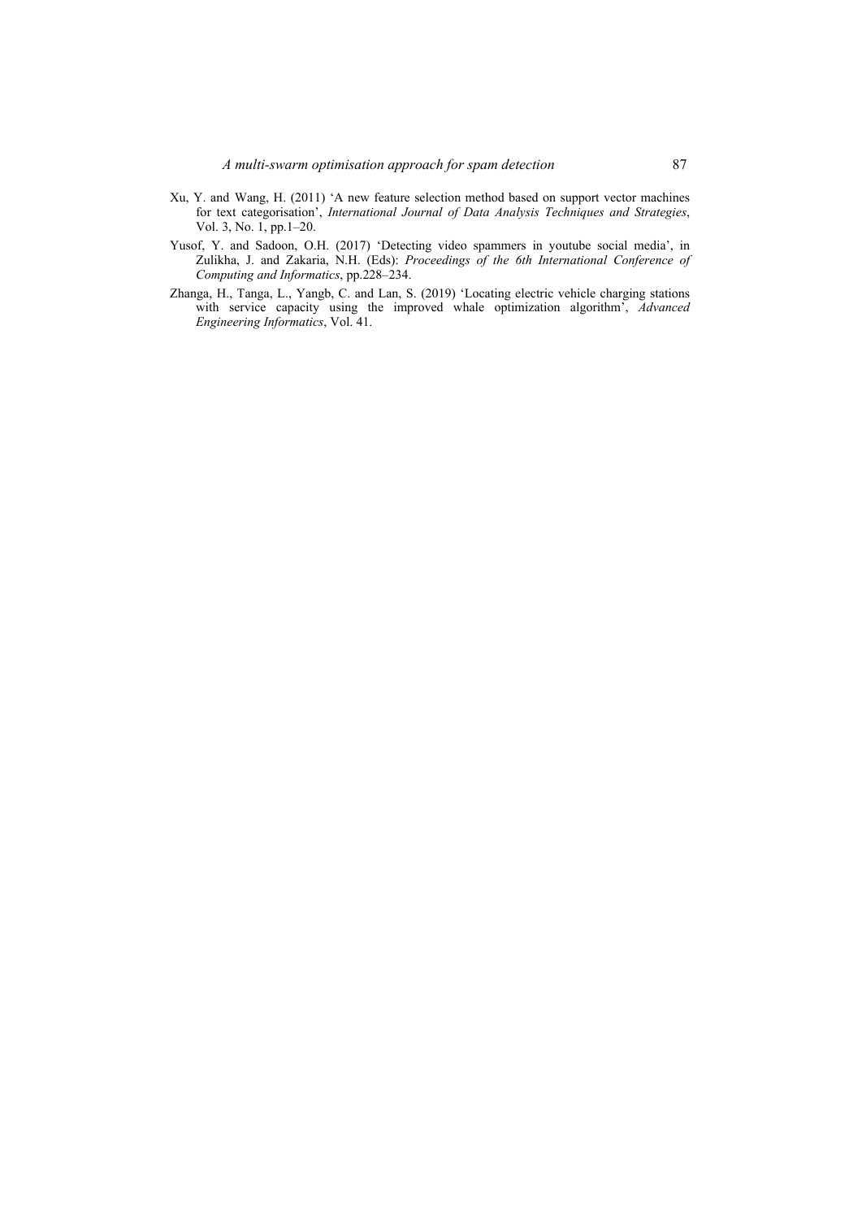Xu, Y. and Wang, H. (2011) 'A new feature selection method based on support vector machines for text categorisation', *International Journal of Data Analysis Techniques and Strategies*, Vol. 3, No. 1, pp.1–20.

Yusof, Y. and Sadoon, O.H. (2017) 'Detecting video spammers in youtube social media', in Zulikha, J. and Zakaria, N.H. (Eds): *Proceedings of the 6th International Conference of Computing and Informatics*, pp.228–234.

Zhanga, H., Tanga, L., Yangb, C. and Lan, S. (2019) 'Locating electric vehicle charging stations with service capacity using the improved whale optimization algorithm', *Advanced Engineering Informatics*, Vol. 41.